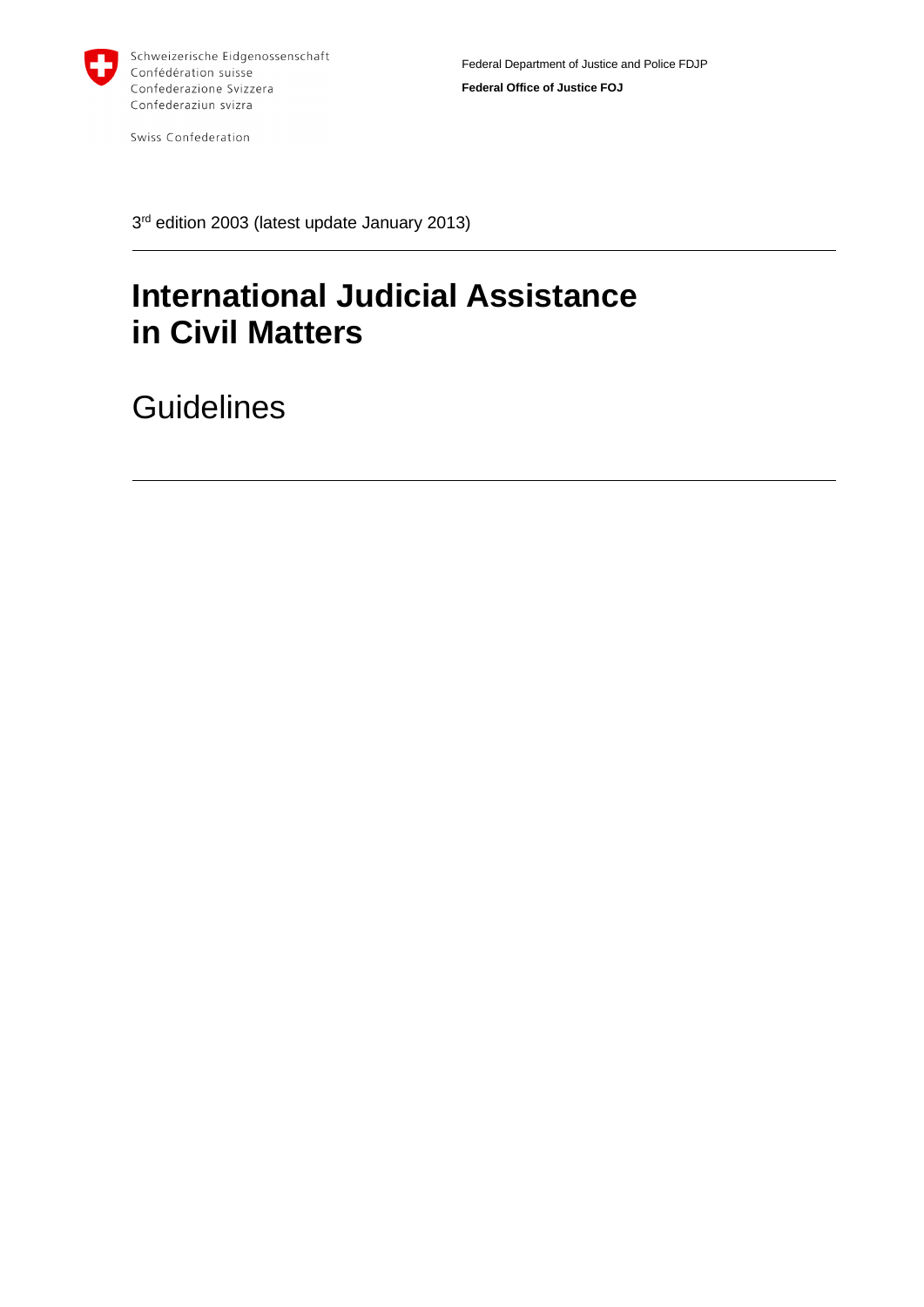Schweizerische Eidgenossenschaft
Confédération suisse
Confederazione Svizzera
Confederaziun svizra

Swiss Confederation

Federal Department of Justice and Police FDJP

**Federal Office of Justice FOJ**

3rd edition 2003 (latest update January 2013)

# International Judicial Assistance in Civil Matters

## Guidelines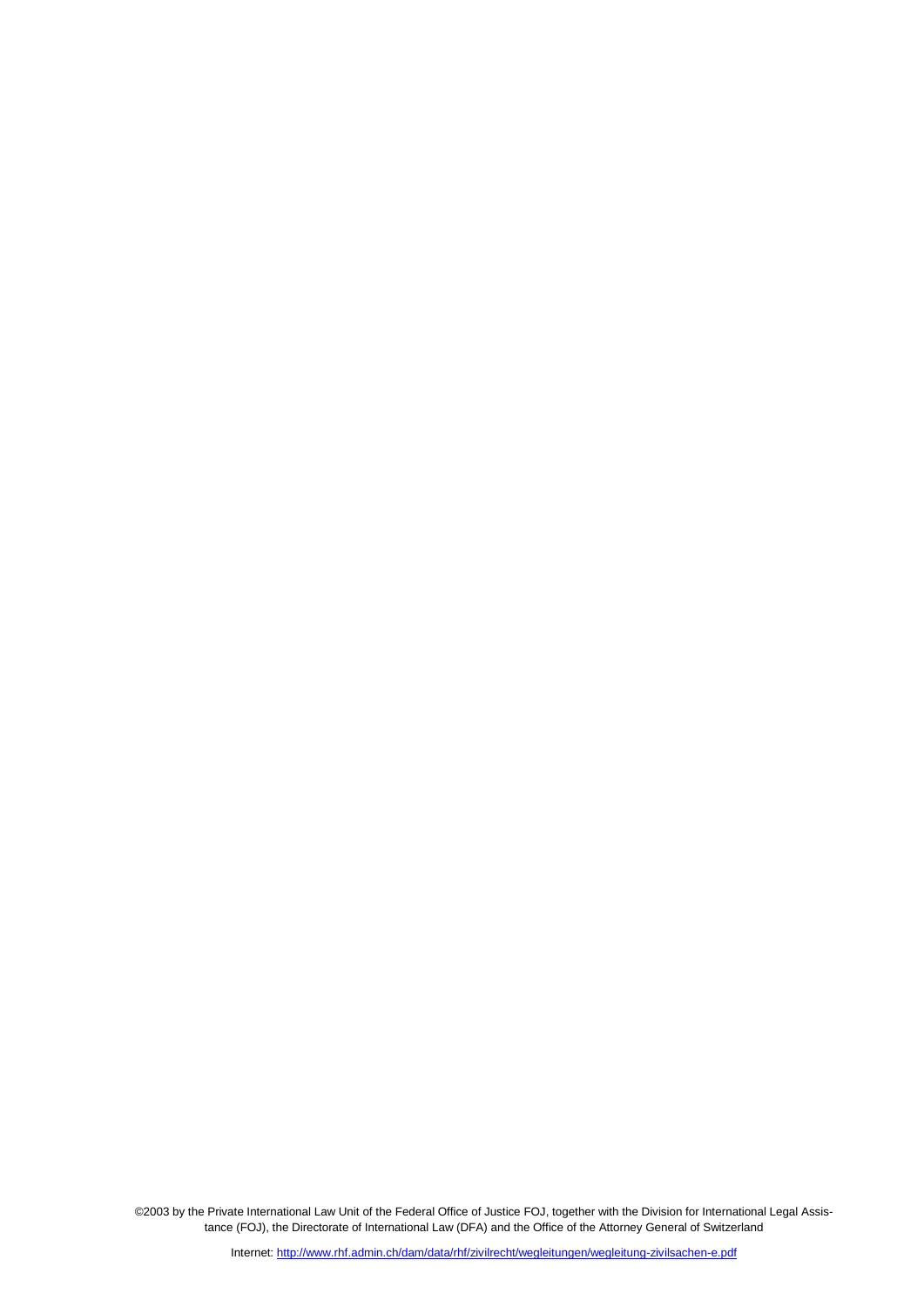©2003 by the Private International Law Unit of the Federal Office of Justice FOJ, together with the Division for International Legal Assistance (FOJ), the Directorate of International Law (DFA) and the Office of the Attorney General of Switzerland

Internet: http://www.rhf.admin.ch/dam/data/rhf/zivilrecht/wegleitungen/wegleitung-zivilsachen-e.pdf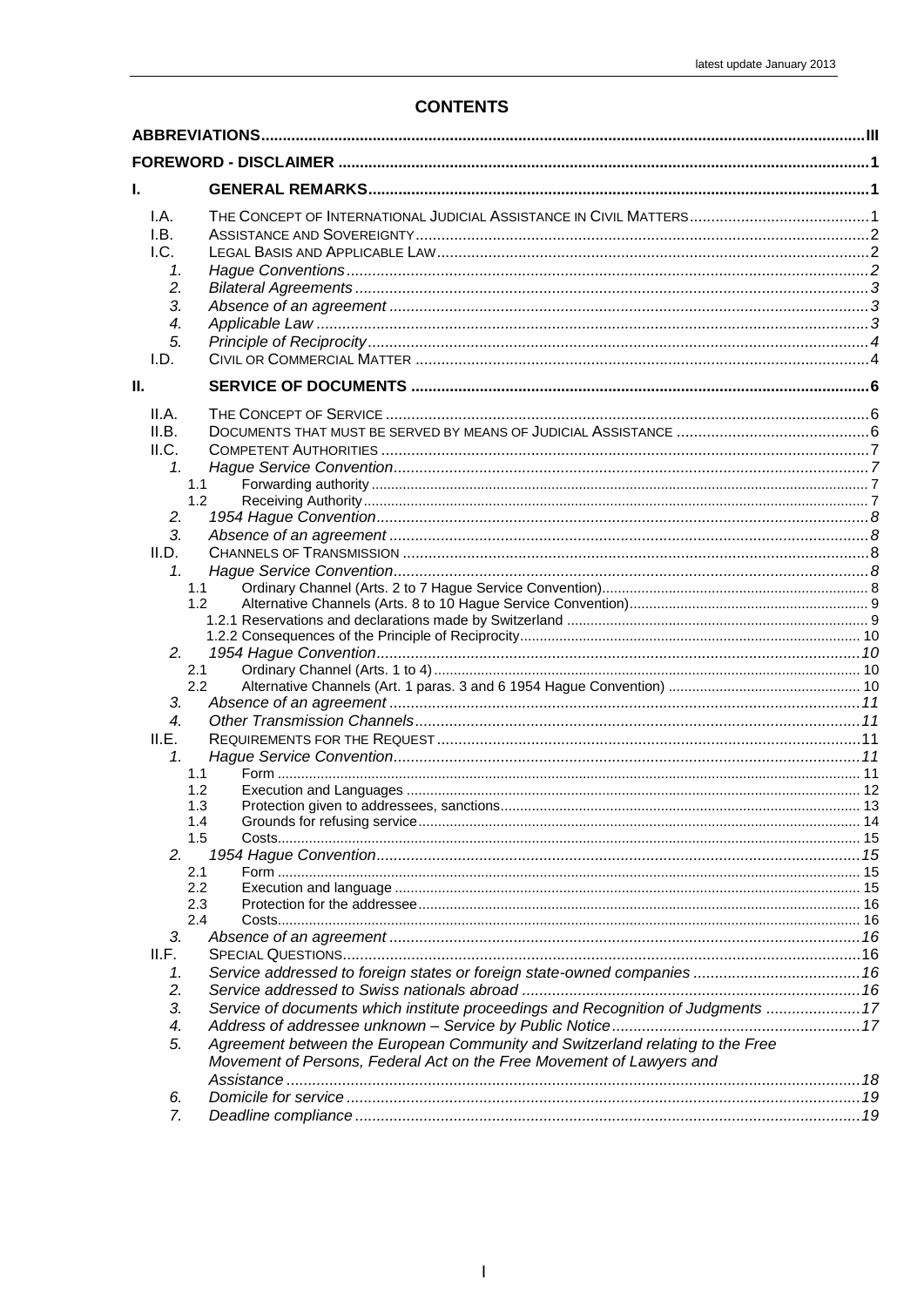# CONTENTS

**ABBREVIATIONS** .......... III

**FOREWORD - DISCLAIMER** .......... 1

**I. GENERAL REMARKS** .......... 1

- I.A. THE CONCEPT OF INTERNATIONAL JUDICIAL ASSISTANCE IN CIVIL MATTERS .......... 1
- I.B. ASSISTANCE AND SOVEREIGNTY .......... 2
- I.C. LEGAL BASIS AND APPLICABLE LAW .......... 2
  - *1. Hague Conventions* .......... 2
  - *2. Bilateral Agreements* .......... 3
  - *3. Absence of an agreement* .......... 3
  - *4. Applicable Law* .......... 3
  - *5. Principle of Reciprocity* .......... 4
- I.D. CIVIL OR COMMERCIAL MATTER .......... 4

**II. SERVICE OF DOCUMENTS** .......... 6

- II.A. THE CONCEPT OF SERVICE .......... 6
- II.B. DOCUMENTS THAT MUST BE SERVED BY MEANS OF JUDICIAL ASSISTANCE .......... 6
- II.C. COMPETENT AUTHORITIES .......... 7
  - *1. Hague Service Convention* .......... 7
    - 1.1 Forwarding authority .......... 7
    - 1.2 Receiving Authority .......... 7
  - *2. 1954 Hague Convention* .......... 8
  - *3. Absence of an agreement* .......... 8
- II.D. CHANNELS OF TRANSMISSION .......... 8
  - *1. Hague Service Convention* .......... 8
    - 1.1 Ordinary Channel (Arts. 2 to 7 Hague Service Convention) .......... 8
    - 1.2 Alternative Channels (Arts. 8 to 10 Hague Service Convention) .......... 9
      - 1.2.1 Reservations and declarations made by Switzerland .......... 9
      - 1.2.2 Consequences of the Principle of Reciprocity .......... 10
  - *2. 1954 Hague Convention* .......... 10
    - 2.1 Ordinary Channel (Arts. 1 to 4) .......... 10
    - 2.2 Alternative Channels (Art. 1 paras. 3 and 6 1954 Hague Convention) .......... 10
  - *3. Absence of an agreement* .......... 11
  - *4. Other Transmission Channels* .......... 11
- II.E. REQUIREMENTS FOR THE REQUEST .......... 11
  - *1. Hague Service Convention* .......... 11
    - 1.1 Form .......... 11
    - 1.2 Execution and Languages .......... 12
    - 1.3 Protection given to addressees, sanctions .......... 13
    - 1.4 Grounds for refusing service .......... 14
    - 1.5 Costs .......... 15
  - *2. 1954 Hague Convention* .......... 15
    - 2.1 Form .......... 15
    - 2.2 Execution and language .......... 15
    - 2.3 Protection for the addressee .......... 16
    - 2.4 Costs .......... 16
  - *3. Absence of an agreement* .......... 16
- II.F. SPECIAL QUESTIONS .......... 16
  - *1. Service addressed to foreign states or foreign state-owned companies* .......... 16
  - *2. Service addressed to Swiss nationals abroad* .......... 16
  - *3. Service of documents which institute proceedings and Recognition of Judgments* .......... 17
  - *4. Address of addressee unknown – Service by Public Notice* .......... 17
  - *5. Agreement between the European Community and Switzerland relating to the Free Movement of Persons, Federal Act on the Free Movement of Lawyers and Assistance* .......... 18
  - *6. Domicile for service* .......... 19
  - *7. Deadline compliance* .......... 19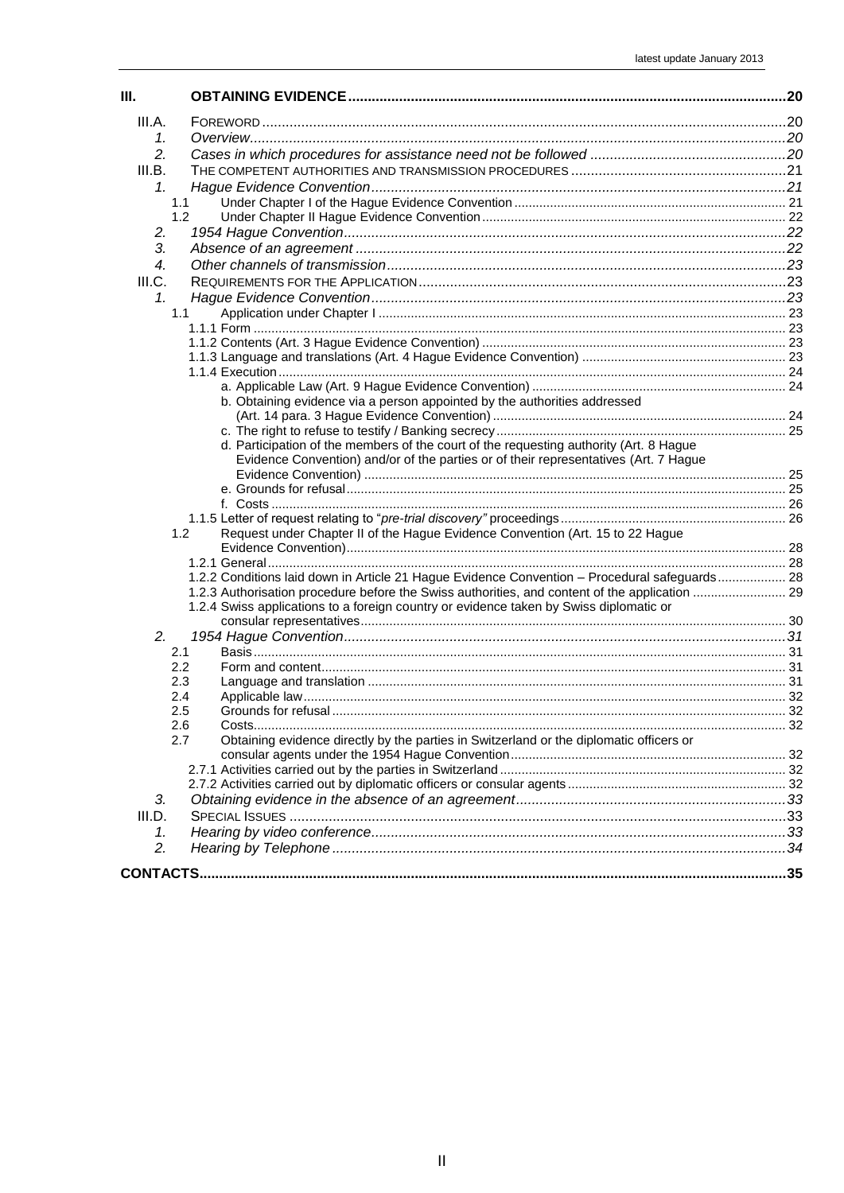III. **OBTAINING EVIDENCE** ...... 20

- III.A. FOREWORD ...... 20
  - 1. *Overview* ...... 20
  - 2. *Cases in which procedures for assistance need not be followed* ...... 20
- III.B. THE COMPETENT AUTHORITIES AND TRANSMISSION PROCEDURES ...... 21
  - 1. *Hague Evidence Convention* ...... 21
    - 1.1 Under Chapter I of the Hague Evidence Convention ...... 21
    - 1.2 Under Chapter II Hague Evidence Convention ...... 22
  - 2. *1954 Hague Convention* ...... 22
  - 3. *Absence of an agreement* ...... 22
  - 4. *Other channels of transmission* ...... 23
- III.C. REQUIREMENTS FOR THE APPLICATION ...... 23
  - 1. *Hague Evidence Convention* ...... 23
    - 1.1 Application under Chapter I ...... 23
      - 1.1.1 Form ...... 23
      - 1.1.2 Contents (Art. 3 Hague Evidence Convention) ...... 23
      - 1.1.3 Language and translations (Art. 4 Hague Evidence Convention) ...... 23
      - 1.1.4 Execution ...... 24
        - a. Applicable Law (Art. 9 Hague Evidence Convention) ...... 24
        - b. Obtaining evidence via a person appointed by the authorities addressed (Art. 14 para. 3 Hague Evidence Convention) ...... 24
        - c. The right to refuse to testify / Banking secrecy ...... 25
        - d. Participation of the members of the court of the requesting authority (Art. 8 Hague Evidence Convention) and/or of the parties or of their representatives (Art. 7 Hague Evidence Convention) ...... 25
        - e. Grounds for refusal ...... 25
        - f. Costs ...... 26
      - 1.1.5 Letter of request relating to "*pre-trial discovery*" proceedings ...... 26
    - 1.2 Request under Chapter II of the Hague Evidence Convention (Art. 15 to 22 Hague Evidence Convention) ...... 28
      - 1.2.1 General ...... 28
      - 1.2.2 Conditions laid down in Article 21 Hague Evidence Convention – Procedural safeguards ...... 28
      - 1.2.3 Authorisation procedure before the Swiss authorities, and content of the application ...... 29
      - 1.2.4 Swiss applications to a foreign country or evidence taken by Swiss diplomatic or consular representatives ...... 30
  - 2. *1954 Hague Convention* ...... 31
    - 2.1 Basis ...... 31
    - 2.2 Form and content ...... 31
    - 2.3 Language and translation ...... 31
    - 2.4 Applicable law ...... 32
    - 2.5 Grounds for refusal ...... 32
    - 2.6 Costs ...... 32
    - 2.7 Obtaining evidence directly by the parties in Switzerland or the diplomatic officers or consular agents under the 1954 Hague Convention ...... 32
      - 2.7.1 Activities carried out by the parties in Switzerland ...... 32
      - 2.7.2 Activities carried out by diplomatic officers or consular agents ...... 32
  - 3. *Obtaining evidence in the absence of an agreement* ...... 33
- III.D. SPECIAL ISSUES ...... 33
  - 1. *Hearing by video conference* ...... 33
  - 2. *Hearing by Telephone* ...... 34

**CONTACTS** ...... 35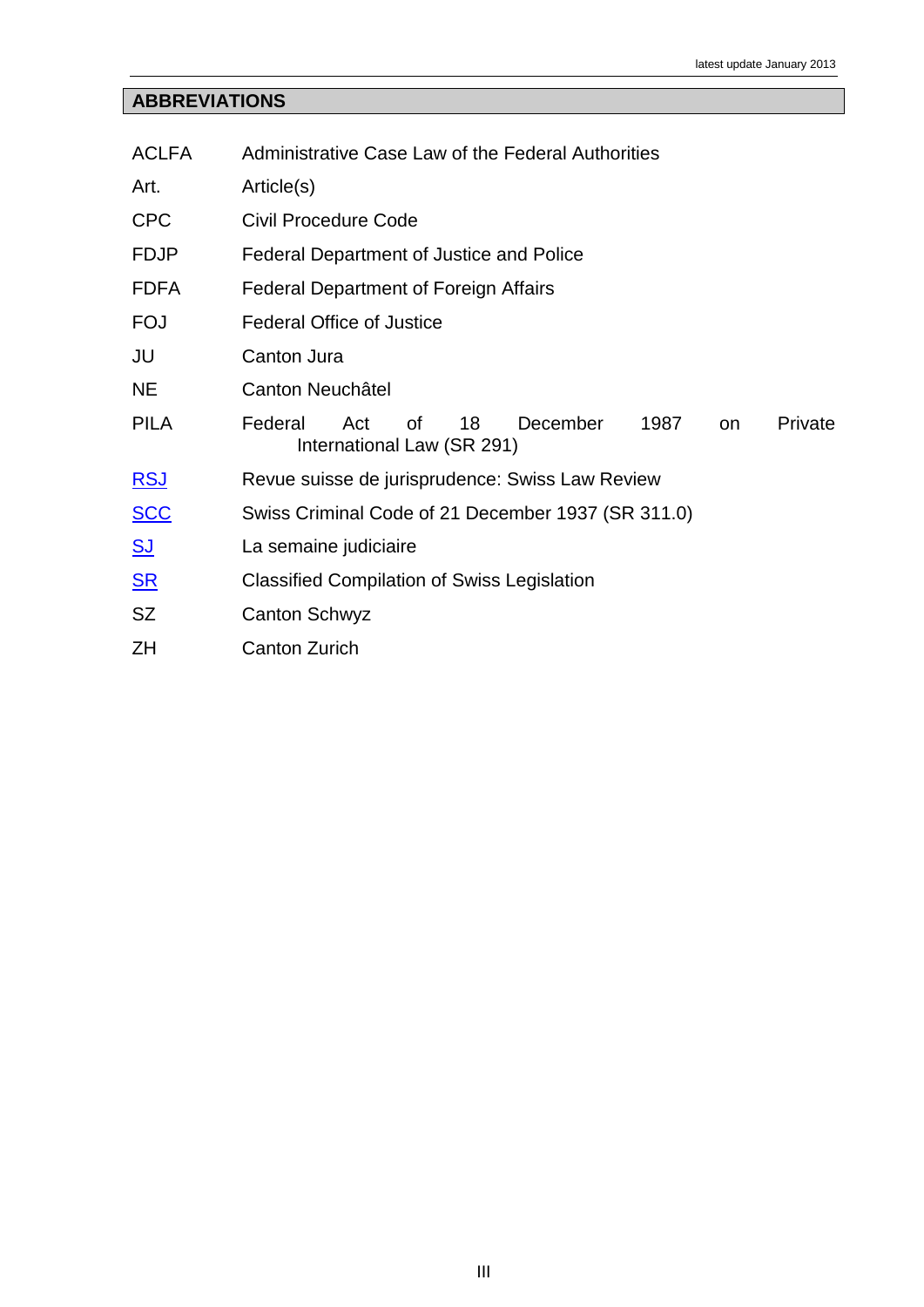## ABBREVIATIONS

| | |
|---|---|
| ACLFA | Administrative Case Law of the Federal Authorities |
| Art. | Article(s) |
| CPC | Civil Procedure Code |
| FDJP | Federal Department of Justice and Police |
| FDFA | Federal Department of Foreign Affairs |
| FOJ | Federal Office of Justice |
| JU | Canton Jura |
| NE | Canton Neuchâtel |
| PILA | Federal Act of 18 December 1987 on Private International Law (SR 291) |
| RSJ | Revue suisse de jurisprudence: Swiss Law Review |
| SCC | Swiss Criminal Code of 21 December 1937 (SR 311.0) |
| SJ | La semaine judiciaire |
| SR | Classified Compilation of Swiss Legislation |
| SZ | Canton Schwyz |
| ZH | Canton Zurich |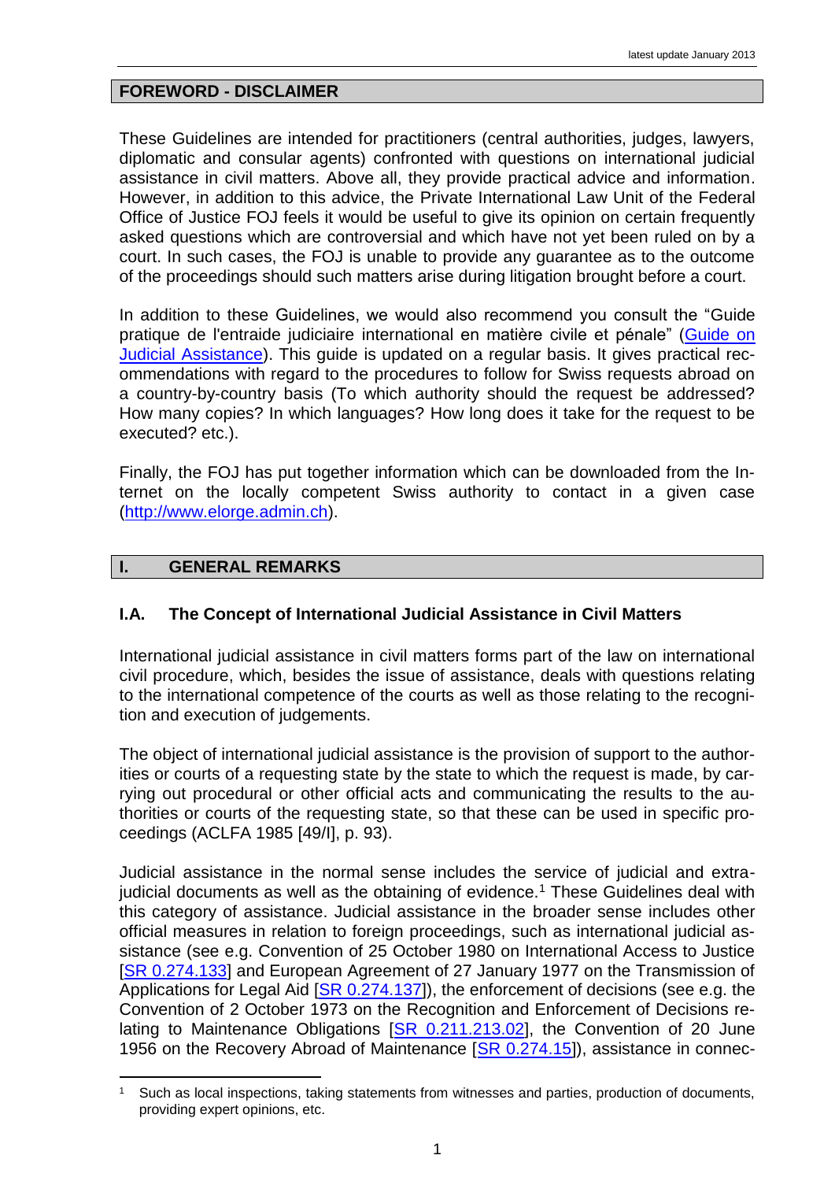## FOREWORD - DISCLAIMER

These Guidelines are intended for practitioners (central authorities, judges, lawyers, diplomatic and consular agents) confronted with questions on international judicial assistance in civil matters. Above all, they provide practical advice and information. However, in addition to this advice, the Private International Law Unit of the Federal Office of Justice FOJ feels it would be useful to give its opinion on certain frequently asked questions which are controversial and which have not yet been ruled on by a court. In such cases, the FOJ is unable to provide any guarantee as to the outcome of the proceedings should such matters arise during litigation brought before a court.

In addition to these Guidelines, we would also recommend you consult the "Guide pratique de l'entraide judiciaire international en matière civile et pénale" (Guide on Judicial Assistance). This guide is updated on a regular basis. It gives practical recommendations with regard to the procedures to follow for Swiss requests abroad on a country-by-country basis (To which authority should the request be addressed? How many copies? In which languages? How long does it take for the request to be executed? etc.).

Finally, the FOJ has put together information which can be downloaded from the Internet on the locally competent Swiss authority to contact in a given case (http://www.elorge.admin.ch).

## I. GENERAL REMARKS

### I.A. The Concept of International Judicial Assistance in Civil Matters

International judicial assistance in civil matters forms part of the law on international civil procedure, which, besides the issue of assistance, deals with questions relating to the international competence of the courts as well as those relating to the recognition and execution of judgements.

The object of international judicial assistance is the provision of support to the authorities or courts of a requesting state by the state to which the request is made, by carrying out procedural or other official acts and communicating the results to the authorities or courts of the requesting state, so that these can be used in specific proceedings (ACLFA 1985 [49/I], p. 93).

Judicial assistance in the normal sense includes the service of judicial and extrajudicial documents as well as the obtaining of evidence.[1] These Guidelines deal with this category of assistance. Judicial assistance in the broader sense includes other official measures in relation to foreign proceedings, such as international judicial assistance (see e.g. Convention of 25 October 1980 on International Access to Justice [SR 0.274.133] and European Agreement of 27 January 1977 on the Transmission of Applications for Legal Aid [SR 0.274.137]), the enforcement of decisions (see e.g. the Convention of 2 October 1973 on the Recognition and Enforcement of Decisions relating to Maintenance Obligations [SR 0.211.213.02], the Convention of 20 June 1956 on the Recovery Abroad of Maintenance [SR 0.274.15]), assistance in connec-

[1] Such as local inspections, taking statements from witnesses and parties, production of documents, providing expert opinions, etc.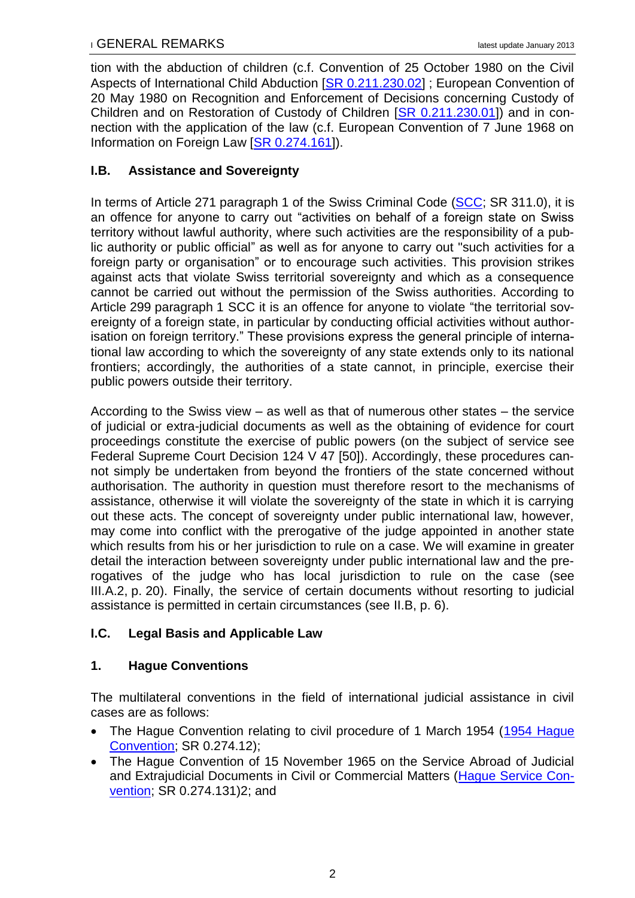tion with the abduction of children (c.f. Convention of 25 October 1980 on the Civil Aspects of International Child Abduction [SR 0.211.230.02] ; European Convention of 20 May 1980 on Recognition and Enforcement of Decisions concerning Custody of Children and on Restoration of Custody of Children [SR 0.211.230.01]) and in connection with the application of the law (c.f. European Convention of 7 June 1968 on Information on Foreign Law [SR 0.274.161]).

## I.B. Assistance and Sovereignty

In terms of Article 271 paragraph 1 of the Swiss Criminal Code (SCC; SR 311.0), it is an offence for anyone to carry out "activities on behalf of a foreign state on Swiss territory without lawful authority, where such activities are the responsibility of a public authority or public official" as well as for anyone to carry out "such activities for a foreign party or organisation" or to encourage such activities. This provision strikes against acts that violate Swiss territorial sovereignty and which as a consequence cannot be carried out without the permission of the Swiss authorities. According to Article 299 paragraph 1 SCC it is an offence for anyone to violate "the territorial sovereignty of a foreign state, in particular by conducting official activities without authorisation on foreign territory." These provisions express the general principle of international law according to which the sovereignty of any state extends only to its national frontiers; accordingly, the authorities of a state cannot, in principle, exercise their public powers outside their territory.

According to the Swiss view – as well as that of numerous other states – the service of judicial or extra-judicial documents as well as the obtaining of evidence for court proceedings constitute the exercise of public powers (on the subject of service see Federal Supreme Court Decision 124 V 47 [50]). Accordingly, these procedures cannot simply be undertaken from beyond the frontiers of the state concerned without authorisation. The authority in question must therefore resort to the mechanisms of assistance, otherwise it will violate the sovereignty of the state in which it is carrying out these acts. The concept of sovereignty under public international law, however, may come into conflict with the prerogative of the judge appointed in another state which results from his or her jurisdiction to rule on a case. We will examine in greater detail the interaction between sovereignty under public international law and the prerogatives of the judge who has local jurisdiction to rule on the case (see III.A.2, p. 20). Finally, the service of certain documents without resorting to judicial assistance is permitted in certain circumstances (see II.B, p. 6).

## I.C. Legal Basis and Applicable Law

### 1. Hague Conventions

The multilateral conventions in the field of international judicial assistance in civil cases are as follows:

- The Hague Convention relating to civil procedure of 1 March 1954 (1954 Hague Convention; SR 0.274.12);
- The Hague Convention of 15 November 1965 on the Service Abroad of Judicial and Extrajudicial Documents in Civil or Commercial Matters (Hague Service Convention; SR 0.274.131)2; and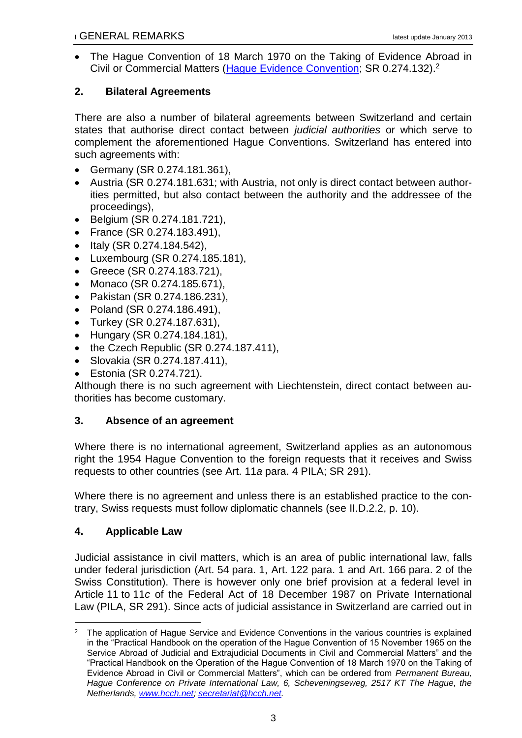- The Hague Convention of 18 March 1970 on the Taking of Evidence Abroad in Civil or Commercial Matters (Hague Evidence Convention; SR 0.274.132).[2]

## 2. Bilateral Agreements

There are also a number of bilateral agreements between Switzerland and certain states that authorise direct contact between *judicial authorities* or which serve to complement the aforementioned Hague Conventions. Switzerland has entered into such agreements with:

- Germany (SR 0.274.181.361),
- Austria (SR 0.274.181.631; with Austria, not only is direct contact between authorities permitted, but also contact between the authority and the addressee of the proceedings),
- Belgium (SR 0.274.181.721),
- France (SR 0.274.183.491),
- Italy (SR 0.274.184.542),
- Luxembourg (SR 0.274.185.181),
- Greece (SR 0.274.183.721),
- Monaco (SR 0.274.185.671),
- Pakistan (SR 0.274.186.231),
- Poland (SR 0.274.186.491),
- Turkey (SR 0.274.187.631),
- Hungary (SR 0.274.184.181),
- the Czech Republic (SR 0.274.187.411),
- Slovakia (SR 0.274.187.411),
- Estonia (SR 0.274.721).

Although there is no such agreement with Liechtenstein, direct contact between authorities has become customary.

## 3. Absence of an agreement

Where there is no international agreement, Switzerland applies as an autonomous right the 1954 Hague Convention to the foreign requests that it receives and Swiss requests to other countries (see Art. 11*a* para. 4 PILA; SR 291).

Where there is no agreement and unless there is an established practice to the contrary, Swiss requests must follow diplomatic channels (see II.D.2.2, p. 10).

## 4. Applicable Law

Judicial assistance in civil matters, which is an area of public international law, falls under federal jurisdiction (Art. 54 para. 1, Art. 122 para. 1 and Art. 166 para. 2 of the Swiss Constitution). There is however only one brief provision at a federal level in Article 11 to 11*c* of the Federal Act of 18 December 1987 on Private International Law (PILA, SR 291). Since acts of judicial assistance in Switzerland are carried out in

---

[2] The application of Hague Service and Evidence Conventions in the various countries is explained in the "Practical Handbook on the operation of the Hague Convention of 15 November 1965 on the Service Abroad of Judicial and Extrajudicial Documents in Civil and Commercial Matters" and the "Practical Handbook on the Operation of the Hague Convention of 18 March 1970 on the Taking of Evidence Abroad in Civil or Commercial Matters", which can be ordered from *Permanent Bureau, Hague Conference on Private International Law, 6, Scheveningseweg, 2517 KT The Hague, the Netherlands, www.hcch.net; secretariat@hcch.net.*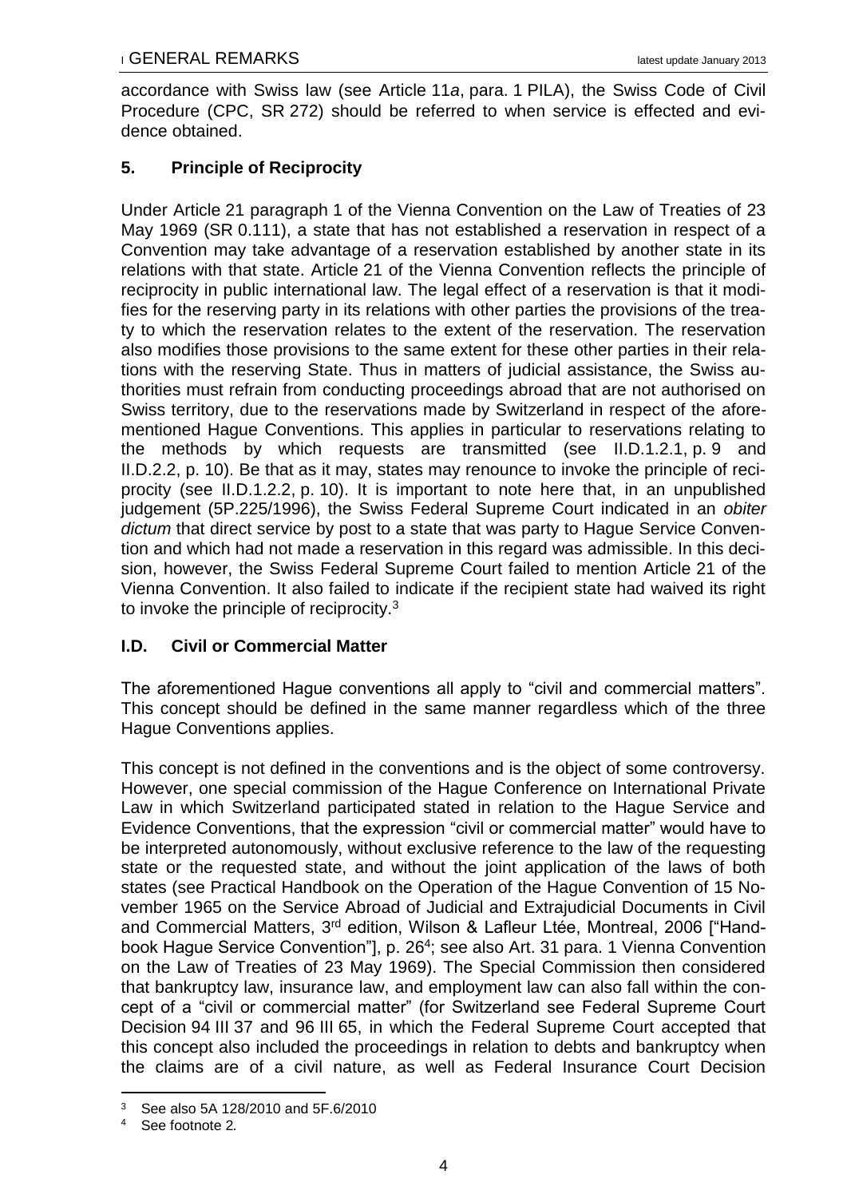accordance with Swiss law (see Article 11*a*, para. 1 PILA), the Swiss Code of Civil Procedure (CPC, SR 272) should be referred to when service is effected and evidence obtained.

### 5. Principle of Reciprocity

Under Article 21 paragraph 1 of the Vienna Convention on the Law of Treaties of 23 May 1969 (SR 0.111), a state that has not established a reservation in respect of a Convention may take advantage of a reservation established by another state in its relations with that state. Article 21 of the Vienna Convention reflects the principle of reciprocity in public international law. The legal effect of a reservation is that it modifies for the reserving party in its relations with other parties the provisions of the treaty to which the reservation relates to the extent of the reservation. The reservation also modifies those provisions to the same extent for these other parties in their relations with the reserving State. Thus in matters of judicial assistance, the Swiss authorities must refrain from conducting proceedings abroad that are not authorised on Swiss territory, due to the reservations made by Switzerland in respect of the aforementioned Hague Conventions. This applies in particular to reservations relating to the methods by which requests are transmitted (see II.D.1.2.1, p. 9 and II.D.2.2, p. 10). Be that as it may, states may renounce to invoke the principle of reciprocity (see II.D.1.2.2, p. 10). It is important to note here that, in an unpublished judgement (5P.225/1996), the Swiss Federal Supreme Court indicated in an *obiter dictum* that direct service by post to a state that was party to Hague Service Convention and which had not made a reservation in this regard was admissible. In this decision, however, the Swiss Federal Supreme Court failed to mention Article 21 of the Vienna Convention. It also failed to indicate if the recipient state had waived its right to invoke the principle of reciprocity.[3]

## I.D. Civil or Commercial Matter

The aforementioned Hague conventions all apply to "civil and commercial matters". This concept should be defined in the same manner regardless which of the three Hague Conventions applies.

This concept is not defined in the conventions and is the object of some controversy. However, one special commission of the Hague Conference on International Private Law in which Switzerland participated stated in relation to the Hague Service and Evidence Conventions, that the expression "civil or commercial matter" would have to be interpreted autonomously, without exclusive reference to the law of the requesting state or the requested state, and without the joint application of the laws of both states (see Practical Handbook on the Operation of the Hague Convention of 15 November 1965 on the Service Abroad of Judicial and Extrajudicial Documents in Civil and Commercial Matters, 3rd edition, Wilson & Lafleur Ltée, Montreal, 2006 ["Handbook Hague Service Convention"], p. 26[4]; see also Art. 31 para. 1 Vienna Convention on the Law of Treaties of 23 May 1969). The Special Commission then considered that bankruptcy law, insurance law, and employment law can also fall within the concept of a "civil or commercial matter" (for Switzerland see Federal Supreme Court Decision 94 III 37 and 96 III 65, in which the Federal Supreme Court accepted that this concept also included the proceedings in relation to debts and bankruptcy when the claims are of a civil nature, as well as Federal Insurance Court Decision

[3] See also 5A 128/2010 and 5F.6/2010

[4] See footnote 2.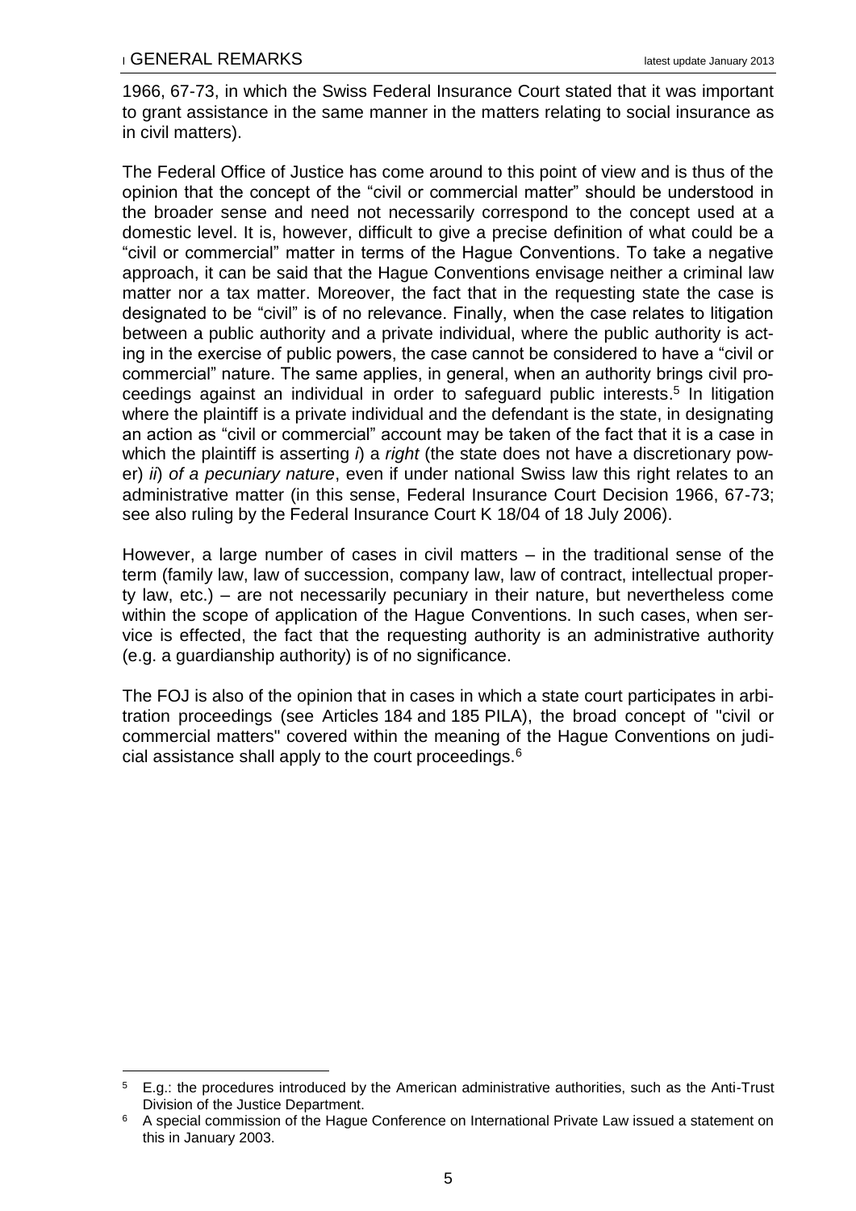1966, 67-73, in which the Swiss Federal Insurance Court stated that it was important to grant assistance in the same manner in the matters relating to social insurance as in civil matters).

The Federal Office of Justice has come around to this point of view and is thus of the opinion that the concept of the "civil or commercial matter" should be understood in the broader sense and need not necessarily correspond to the concept used at a domestic level. It is, however, difficult to give a precise definition of what could be a "civil or commercial" matter in terms of the Hague Conventions. To take a negative approach, it can be said that the Hague Conventions envisage neither a criminal law matter nor a tax matter. Moreover, the fact that in the requesting state the case is designated to be "civil" is of no relevance. Finally, when the case relates to litigation between a public authority and a private individual, where the public authority is acting in the exercise of public powers, the case cannot be considered to have a "civil or commercial" nature. The same applies, in general, when an authority brings civil proceedings against an individual in order to safeguard public interests.[5] In litigation where the plaintiff is a private individual and the defendant is the state, in designating an action as "civil or commercial" account may be taken of the fact that it is a case in which the plaintiff is asserting *i*) a *right* (the state does not have a discretionary power) *ii*) *of a pecuniary nature*, even if under national Swiss law this right relates to an administrative matter (in this sense, Federal Insurance Court Decision 1966, 67-73; see also ruling by the Federal Insurance Court K 18/04 of 18 July 2006).

However, a large number of cases in civil matters – in the traditional sense of the term (family law, law of succession, company law, law of contract, intellectual property law, etc.) – are not necessarily pecuniary in their nature, but nevertheless come within the scope of application of the Hague Conventions. In such cases, when service is effected, the fact that the requesting authority is an administrative authority (e.g. a guardianship authority) is of no significance.

The FOJ is also of the opinion that in cases in which a state court participates in arbitration proceedings (see Articles 184 and 185 PILA), the broad concept of "civil or commercial matters" covered within the meaning of the Hague Conventions on judicial assistance shall apply to the court proceedings.[6]

---

[5] E.g.: the procedures introduced by the American administrative authorities, such as the Anti-Trust Division of the Justice Department.

[6] A special commission of the Hague Conference on International Private Law issued a statement on this in January 2003.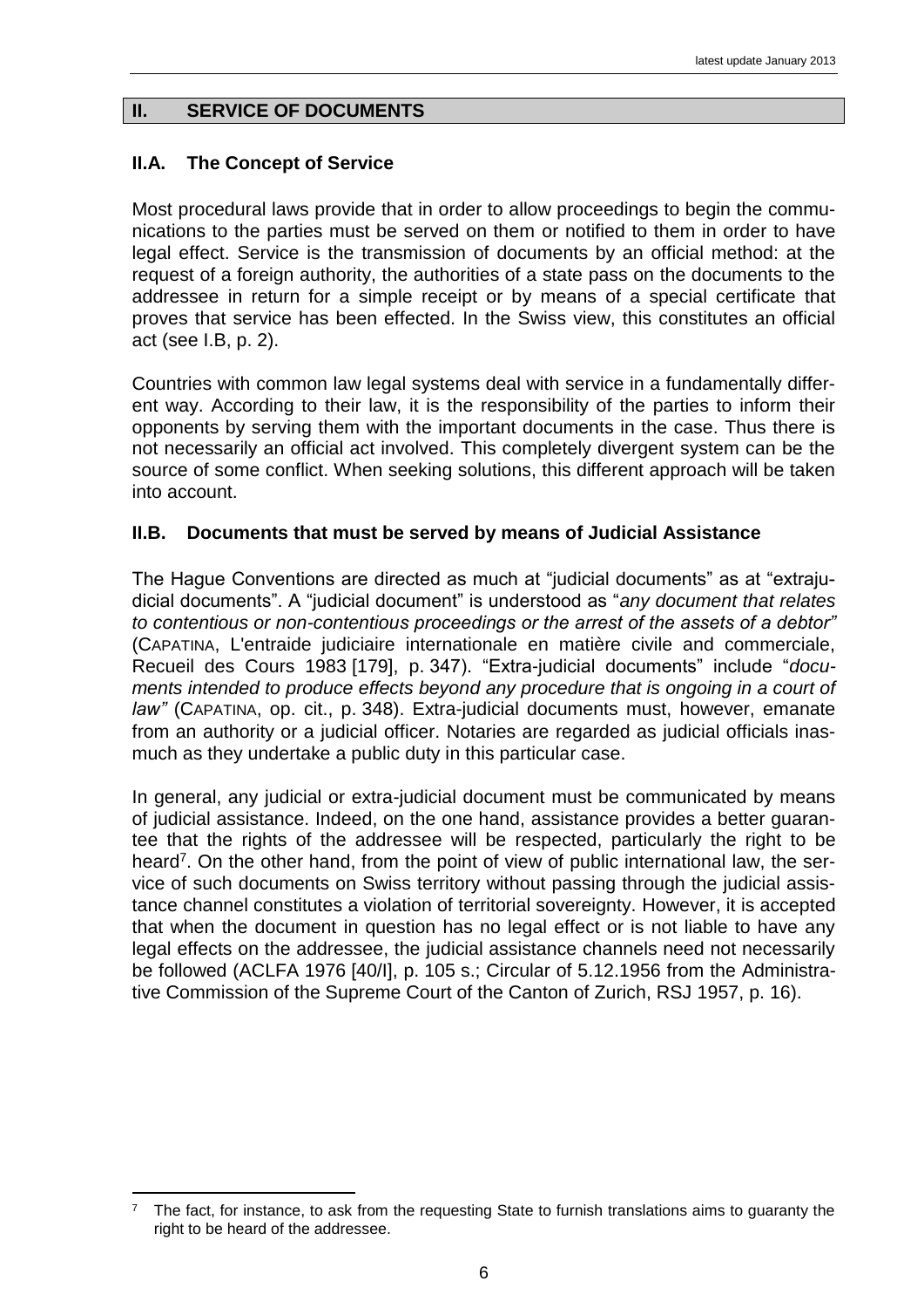## II. SERVICE OF DOCUMENTS

### II.A. The Concept of Service

Most procedural laws provide that in order to allow proceedings to begin the communications to the parties must be served on them or notified to them in order to have legal effect. Service is the transmission of documents by an official method: at the request of a foreign authority, the authorities of a state pass on the documents to the addressee in return for a simple receipt or by means of a special certificate that proves that service has been effected. In the Swiss view, this constitutes an official act (see I.B, p. 2).

Countries with common law legal systems deal with service in a fundamentally different way. According to their law, it is the responsibility of the parties to inform their opponents by serving them with the important documents in the case. Thus there is not necessarily an official act involved. This completely divergent system can be the source of some conflict. When seeking solutions, this different approach will be taken into account.

### II.B. Documents that must be served by means of Judicial Assistance

The Hague Conventions are directed as much at "judicial documents" as at "extrajudicial documents". A "judicial document" is understood as "*any document that relates to contentious or non-contentious proceedings or the arrest of the assets of a debtor*" (CAPATINA, L'entraide judiciaire internationale en matière civile and commerciale, Recueil des Cours 1983 [179], p. 347). "Extra-judicial documents" include "*documents intended to produce effects beyond any procedure that is ongoing in a court of law*" (CAPATINA, op. cit., p. 348). Extra-judicial documents must, however, emanate from an authority or a judicial officer. Notaries are regarded as judicial officials inasmuch as they undertake a public duty in this particular case.

In general, any judicial or extra-judicial document must be communicated by means of judicial assistance. Indeed, on the one hand, assistance provides a better guarantee that the rights of the addressee will be respected, particularly the right to be heard[7]. On the other hand, from the point of view of public international law, the service of such documents on Swiss territory without passing through the judicial assistance channel constitutes a violation of territorial sovereignty. However, it is accepted that when the document in question has no legal effect or is not liable to have any legal effects on the addressee, the judicial assistance channels need not necessarily be followed (ACLFA 1976 [40/I], p. 105 s.; Circular of 5.12.1956 from the Administrative Commission of the Supreme Court of the Canton of Zurich, RSJ 1957, p. 16).

---

[7] The fact, for instance, to ask from the requesting State to furnish translations aims to guaranty the right to be heard of the addressee.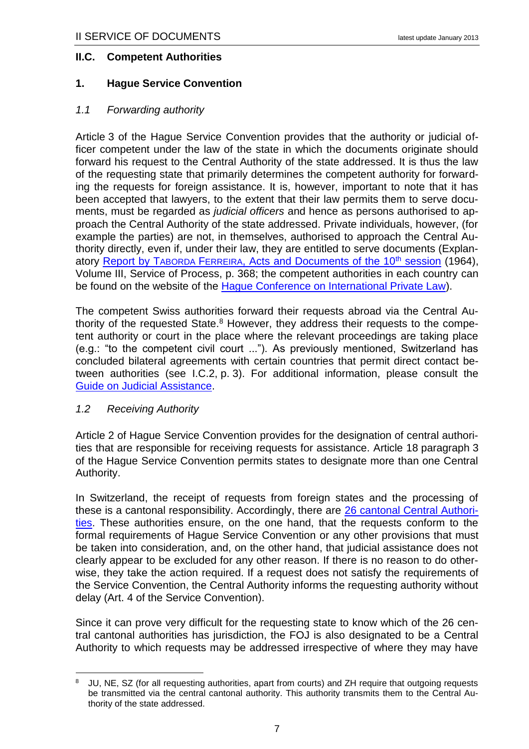### II.C. Competent Authorities

#### 1. Hague Service Convention

##### *1.1 Forwarding authority*

Article 3 of the Hague Service Convention provides that the authority or judicial officer competent under the law of the state in which the documents originate should forward his request to the Central Authority of the state addressed. It is thus the law of the requesting state that primarily determines the competent authority for forwarding the requests for foreign assistance. It is, however, important to note that it has been accepted that lawyers, to the extent that their law permits them to serve documents, must be regarded as *judicial officers* and hence as persons authorised to approach the Central Authority of the state addressed. Private individuals, however, (for example the parties) are not, in themselves, authorised to approach the Central Authority directly, even if, under their law, they are entitled to serve documents (Explanatory Report by TABORDA FERREIRA, Acts and Documents of the 10th session (1964), Volume III, Service of Process, p. 368; the competent authorities in each country can be found on the website of the Hague Conference on International Private Law).

The competent Swiss authorities forward their requests abroad via the Central Authority of the requested State.[8] However, they address their requests to the competent authority or court in the place where the relevant proceedings are taking place (e.g.: "to the competent civil court ..."). As previously mentioned, Switzerland has concluded bilateral agreements with certain countries that permit direct contact between authorities (see I.C.2, p. 3). For additional information, please consult the Guide on Judicial Assistance.

##### *1.2 Receiving Authority*

Article 2 of Hague Service Convention provides for the designation of central authorities that are responsible for receiving requests for assistance. Article 18 paragraph 3 of the Hague Service Convention permits states to designate more than one Central Authority.

In Switzerland, the receipt of requests from foreign states and the processing of these is a cantonal responsibility. Accordingly, there are 26 cantonal Central Authorities. These authorities ensure, on the one hand, that the requests conform to the formal requirements of Hague Service Convention or any other provisions that must be taken into consideration, and, on the other hand, that judicial assistance does not clearly appear to be excluded for any other reason. If there is no reason to do otherwise, they take the action required. If a request does not satisfy the requirements of the Service Convention, the Central Authority informs the requesting authority without delay (Art. 4 of the Service Convention).

Since it can prove very difficult for the requesting state to know which of the 26 central cantonal authorities has jurisdiction, the FOJ is also designated to be a Central Authority to which requests may be addressed irrespective of where they may have

---

[8] JU, NE, SZ (for all requesting authorities, apart from courts) and ZH require that outgoing requests be transmitted via the central cantonal authority. This authority transmits them to the Central Authority of the state addressed.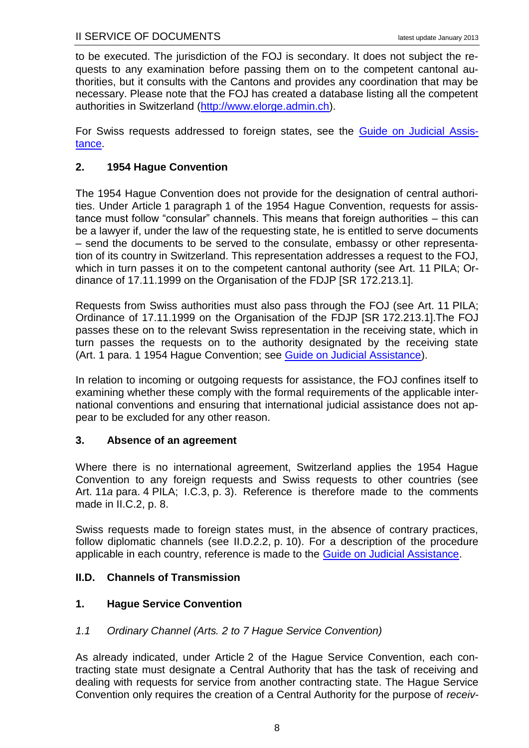to be executed. The jurisdiction of the FOJ is secondary. It does not subject the requests to any examination before passing them on to the competent cantonal authorities, but it consults with the Cantons and provides any coordination that may be necessary. Please note that the FOJ has created a database listing all the competent authorities in Switzerland (http://www.elorge.admin.ch).

For Swiss requests addressed to foreign states, see the Guide on Judicial Assistance.

### 2. 1954 Hague Convention

The 1954 Hague Convention does not provide for the designation of central authorities. Under Article 1 paragraph 1 of the 1954 Hague Convention, requests for assistance must follow "consular" channels. This means that foreign authorities – this can be a lawyer if, under the law of the requesting state, he is entitled to serve documents – send the documents to be served to the consulate, embassy or other representation of its country in Switzerland. This representation addresses a request to the FOJ, which in turn passes it on to the competent cantonal authority (see Art. 11 PILA; Ordinance of 17.11.1999 on the Organisation of the FDJP [SR 172.213.1].

Requests from Swiss authorities must also pass through the FOJ (see Art. 11 PILA; Ordinance of 17.11.1999 on the Organisation of the FDJP [SR 172.213.1].The FOJ passes these on to the relevant Swiss representation in the receiving state, which in turn passes the requests on to the authority designated by the receiving state (Art. 1 para. 1 1954 Hague Convention; see Guide on Judicial Assistance).

In relation to incoming or outgoing requests for assistance, the FOJ confines itself to examining whether these comply with the formal requirements of the applicable international conventions and ensuring that international judicial assistance does not appear to be excluded for any other reason.

### 3. Absence of an agreement

Where there is no international agreement, Switzerland applies the 1954 Hague Convention to any foreign requests and Swiss requests to other countries (see Art. 11*a* para. 4 PILA; I.C.3, p. 3). Reference is therefore made to the comments made in II.C.2, p. 8.

Swiss requests made to foreign states must, in the absence of contrary practices, follow diplomatic channels (see II.D.2.2, p. 10). For a description of the procedure applicable in each country, reference is made to the Guide on Judicial Assistance.

## II.D. Channels of Transmission

### 1. Hague Service Convention

#### *1.1 Ordinary Channel (Arts. 2 to 7 Hague Service Convention)*

As already indicated, under Article 2 of the Hague Service Convention, each contracting state must designate a Central Authority that has the task of receiving and dealing with requests for service from another contracting state. The Hague Service Convention only requires the creation of a Central Authority for the purpose of *receiv-*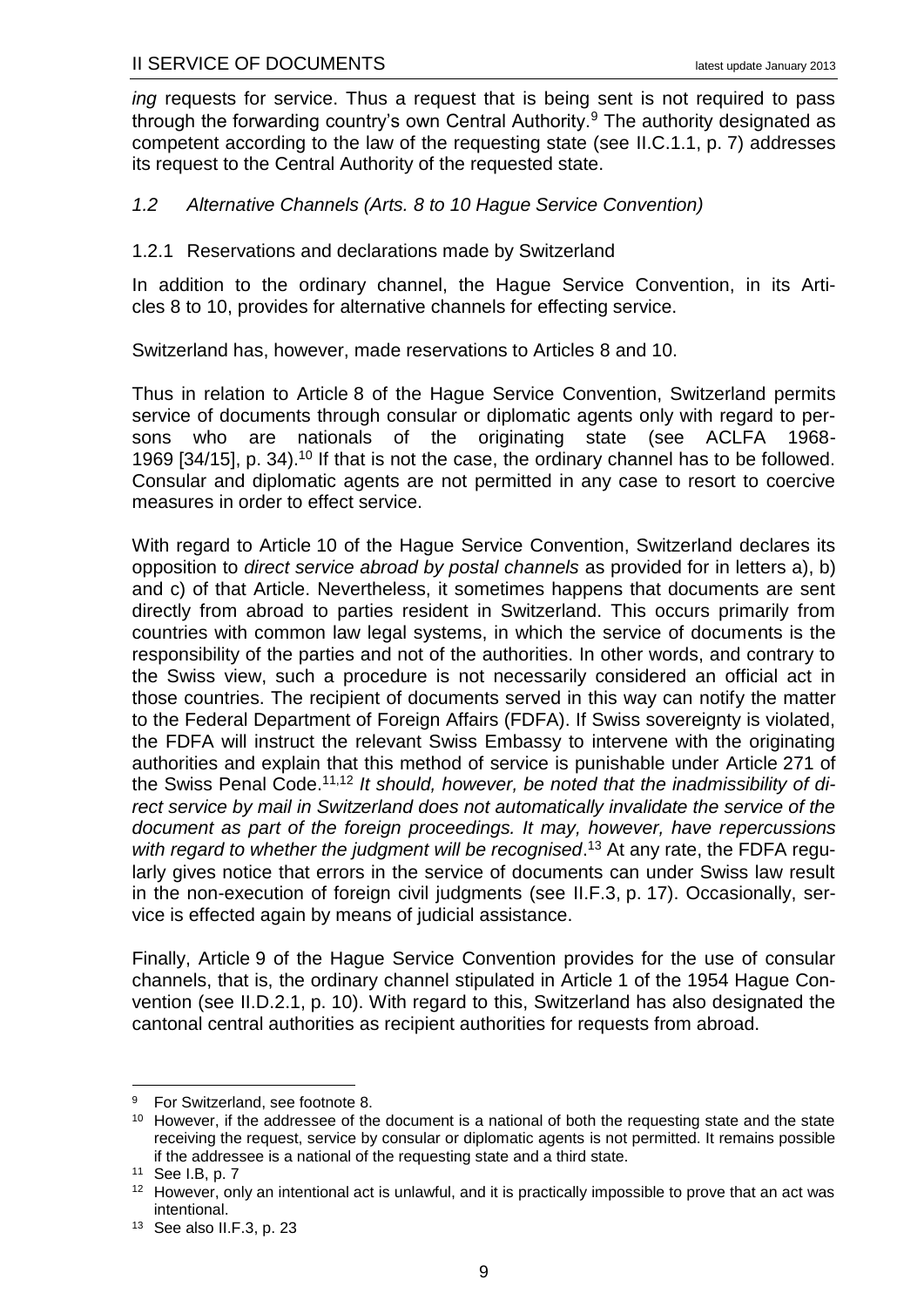*ing* requests for service. Thus a request that is being sent is not required to pass through the forwarding country's own Central Authority.[9] The authority designated as competent according to the law of the requesting state (see II.C.1.1, p. 7) addresses its request to the Central Authority of the requested state.

### *1.2 Alternative Channels (Arts. 8 to 10 Hague Service Convention)*

#### 1.2.1 Reservations and declarations made by Switzerland

In addition to the ordinary channel, the Hague Service Convention, in its Articles 8 to 10, provides for alternative channels for effecting service.

Switzerland has, however, made reservations to Articles 8 and 10.

Thus in relation to Article 8 of the Hague Service Convention, Switzerland permits service of documents through consular or diplomatic agents only with regard to persons who are nationals of the originating state (see ACLFA 1968-1969 [34/15], p. 34).[10] If that is not the case, the ordinary channel has to be followed. Consular and diplomatic agents are not permitted in any case to resort to coercive measures in order to effect service.

With regard to Article 10 of the Hague Service Convention, Switzerland declares its opposition to *direct service abroad by postal channels* as provided for in letters a), b) and c) of that Article. Nevertheless, it sometimes happens that documents are sent directly from abroad to parties resident in Switzerland. This occurs primarily from countries with common law legal systems, in which the service of documents is the responsibility of the parties and not of the authorities. In other words, and contrary to the Swiss view, such a procedure is not necessarily considered an official act in those countries. The recipient of documents served in this way can notify the matter to the Federal Department of Foreign Affairs (FDFA). If Swiss sovereignty is violated, the FDFA will instruct the relevant Swiss Embassy to intervene with the originating authorities and explain that this method of service is punishable under Article 271 of the Swiss Penal Code.[11,12] *It should, however, be noted that the inadmissibility of direct service by mail in Switzerland does not automatically invalidate the service of the document as part of the foreign proceedings. It may, however, have repercussions with regard to whether the judgment will be recognised*.[13] At any rate, the FDFA regularly gives notice that errors in the service of documents can under Swiss law result in the non-execution of foreign civil judgments (see II.F.3, p. 17). Occasionally, service is effected again by means of judicial assistance.

Finally, Article 9 of the Hague Service Convention provides for the use of consular channels, that is, the ordinary channel stipulated in Article 1 of the 1954 Hague Convention (see II.D.2.1, p. 10). With regard to this, Switzerland has also designated the cantonal central authorities as recipient authorities for requests from abroad.

---

[9] For Switzerland, see footnote 8.

[10] However, if the addressee of the document is a national of both the requesting state and the state receiving the request, service by consular or diplomatic agents is not permitted. It remains possible if the addressee is a national of the requesting state and a third state.

[11] See I.B, p. 7

[12] However, only an intentional act is unlawful, and it is practically impossible to prove that an act was intentional.

[13] See also II.F.3, p. 23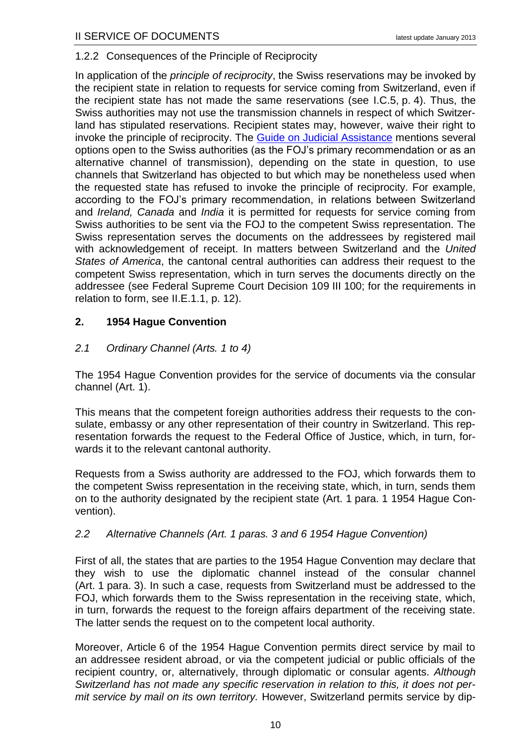#### 1.2.2 Consequences of the Principle of Reciprocity

In application of the *principle of reciprocity*, the Swiss reservations may be invoked by the recipient state in relation to requests for service coming from Switzerland, even if the recipient state has not made the same reservations (see I.C.5, p. 4). Thus, the Swiss authorities may not use the transmission channels in respect of which Switzerland has stipulated reservations. Recipient states may, however, waive their right to invoke the principle of reciprocity. The Guide on Judicial Assistance mentions several options open to the Swiss authorities (as the FOJ's primary recommendation or as an alternative channel of transmission), depending on the state in question, to use channels that Switzerland has objected to but which may be nonetheless used when the requested state has refused to invoke the principle of reciprocity. For example, according to the FOJ's primary recommendation, in relations between Switzerland and *Ireland, Canada* and *India* it is permitted for requests for service coming from Swiss authorities to be sent via the FOJ to the competent Swiss representation. The Swiss representation serves the documents on the addressees by registered mail with acknowledgement of receipt. In matters between Switzerland and the *United States of America*, the cantonal central authorities can address their request to the competent Swiss representation, which in turn serves the documents directly on the addressee (see Federal Supreme Court Decision 109 III 100; for the requirements in relation to form, see II.E.1.1, p. 12).

## 2. 1954 Hague Convention

### *2.1 Ordinary Channel (Arts. 1 to 4)*

The 1954 Hague Convention provides for the service of documents via the consular channel (Art. 1).

This means that the competent foreign authorities address their requests to the consulate, embassy or any other representation of their country in Switzerland. This representation forwards the request to the Federal Office of Justice, which, in turn, forwards it to the relevant cantonal authority.

Requests from a Swiss authority are addressed to the FOJ, which forwards them to the competent Swiss representation in the receiving state, which, in turn, sends them on to the authority designated by the recipient state (Art. 1 para. 1 1954 Hague Convention).

### *2.2 Alternative Channels (Art. 1 paras. 3 and 6 1954 Hague Convention)*

First of all, the states that are parties to the 1954 Hague Convention may declare that they wish to use the diplomatic channel instead of the consular channel (Art. 1 para. 3). In such a case, requests from Switzerland must be addressed to the FOJ, which forwards them to the Swiss representation in the receiving state, which, in turn, forwards the request to the foreign affairs department of the receiving state. The latter sends the request on to the competent local authority.

Moreover, Article 6 of the 1954 Hague Convention permits direct service by mail to an addressee resident abroad, or via the competent judicial or public officials of the recipient country, or, alternatively, through diplomatic or consular agents. *Although Switzerland has not made any specific reservation in relation to this, it does not permit service by mail on its own territory.* However, Switzerland permits service by dip-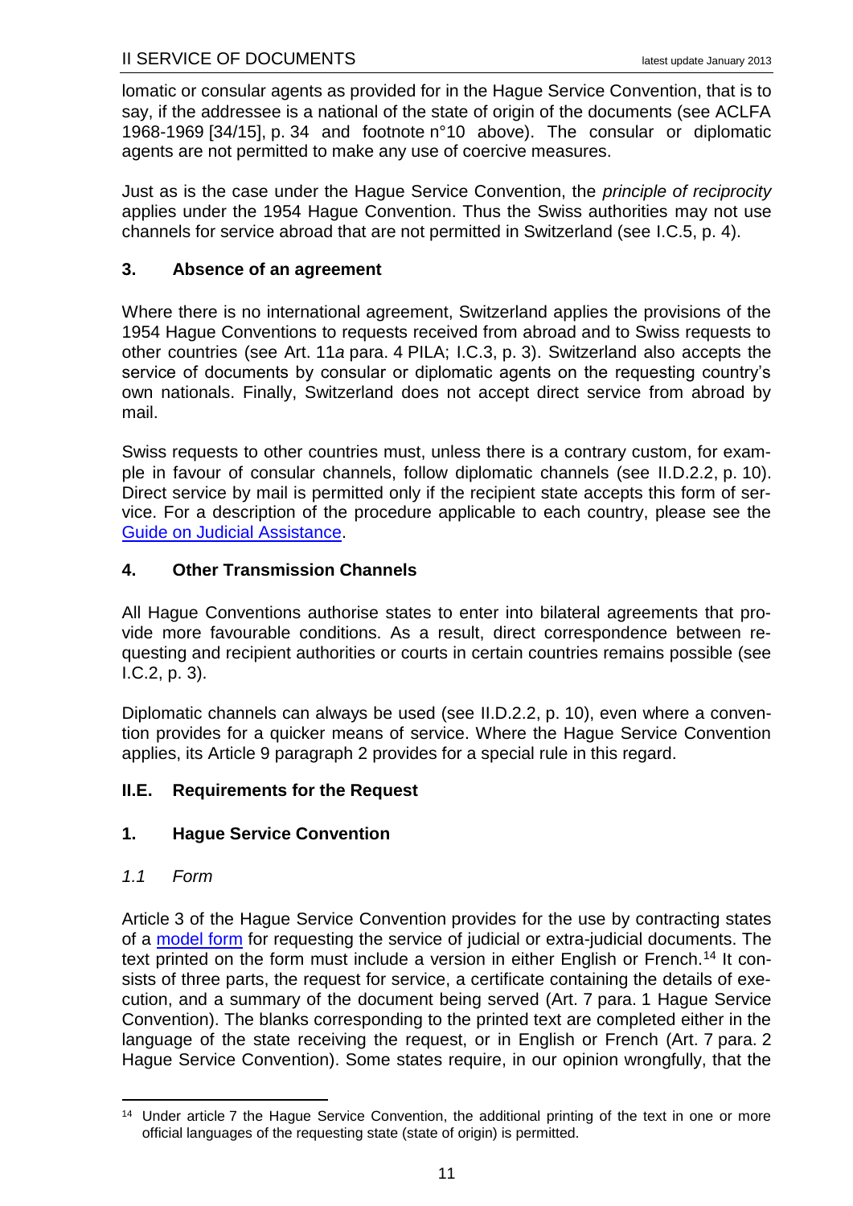lomatic or consular agents as provided for in the Hague Service Convention, that is to say, if the addressee is a national of the state of origin of the documents (see ACLFA 1968-1969 [34/15], p. 34 and footnote n°10 above). The consular or diplomatic agents are not permitted to make any use of coercive measures.

Just as is the case under the Hague Service Convention, the *principle of reciprocity* applies under the 1954 Hague Convention. Thus the Swiss authorities may not use channels for service abroad that are not permitted in Switzerland (see I.C.5, p. 4).

### 3. Absence of an agreement

Where there is no international agreement, Switzerland applies the provisions of the 1954 Hague Conventions to requests received from abroad and to Swiss requests to other countries (see Art. 11*a* para. 4 PILA; I.C.3, p. 3). Switzerland also accepts the service of documents by consular or diplomatic agents on the requesting country's own nationals. Finally, Switzerland does not accept direct service from abroad by mail.

Swiss requests to other countries must, unless there is a contrary custom, for example in favour of consular channels, follow diplomatic channels (see II.D.2.2, p. 10). Direct service by mail is permitted only if the recipient state accepts this form of service. For a description of the procedure applicable to each country, please see the [Guide on Judicial Assistance](#).

### 4. Other Transmission Channels

All Hague Conventions authorise states to enter into bilateral agreements that provide more favourable conditions. As a result, direct correspondence between requesting and recipient authorities or courts in certain countries remains possible (see I.C.2, p. 3).

Diplomatic channels can always be used (see II.D.2.2, p. 10), even where a convention provides for a quicker means of service. Where the Hague Service Convention applies, its Article 9 paragraph 2 provides for a special rule in this regard.

## II.E. Requirements for the Request

### 1. Hague Service Convention

#### *1.1 Form*

Article 3 of the Hague Service Convention provides for the use by contracting states of a [model form](#) for requesting the service of judicial or extra-judicial documents. The text printed on the form must include a version in either English or French.[14] It consists of three parts, the request for service, a certificate containing the details of execution, and a summary of the document being served (Art. 7 para. 1 Hague Service Convention). The blanks corresponding to the printed text are completed either in the language of the state receiving the request, or in English or French (Art. 7 para. 2 Hague Service Convention). Some states require, in our opinion wrongfully, that the

---

[14] Under article 7 the Hague Service Convention, the additional printing of the text in one or more official languages of the requesting state (state of origin) is permitted.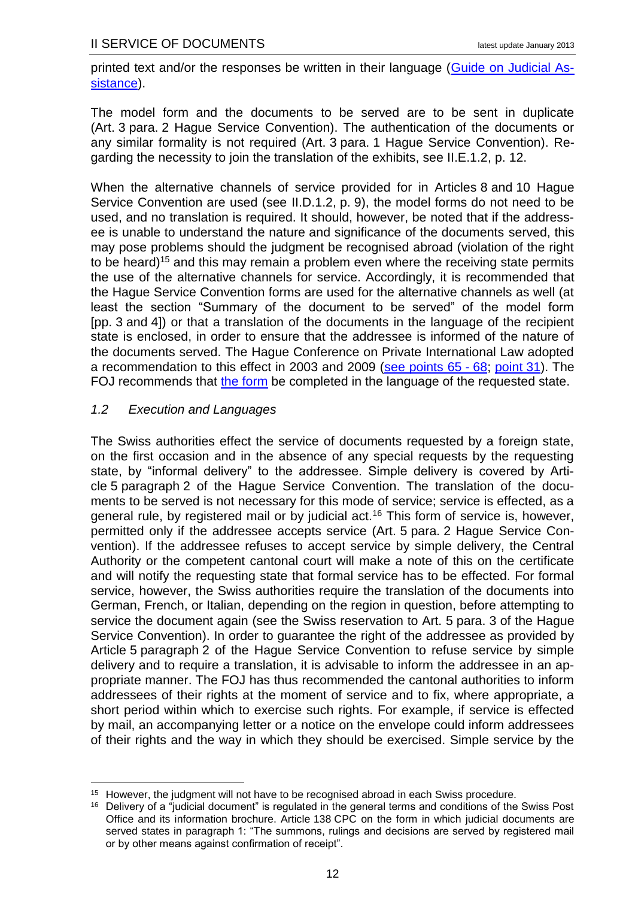printed text and/or the responses be written in their language ([Guide on Judicial Assistance]()).

The model form and the documents to be served are to be sent in duplicate (Art. 3 para. 2 Hague Service Convention). The authentication of the documents or any similar formality is not required (Art. 3 para. 1 Hague Service Convention). Regarding the necessity to join the translation of the exhibits, see II.E.1.2, p. 12.

When the alternative channels of service provided for in Articles 8 and 10 Hague Service Convention are used (see II.D.1.2, p. 9), the model forms do not need to be used, and no translation is required. It should, however, be noted that if the addressee is unable to understand the nature and significance of the documents served, this may pose problems should the judgment be recognised abroad (violation of the right to be heard)[15] and this may remain a problem even where the receiving state permits the use of the alternative channels for service. Accordingly, it is recommended that the Hague Service Convention forms are used for the alternative channels as well (at least the section "Summary of the document to be served" of the model form [pp. 3 and 4]) or that a translation of the documents in the language of the recipient state is enclosed, in order to ensure that the addressee is informed of the nature of the documents served. The Hague Conference on Private International Law adopted a recommendation to this effect in 2003 and 2009 ([see points 65 - 68](); [point 31]()). The FOJ recommends that [the form]() be completed in the language of the requested state.

### *1.2 Execution and Languages*

The Swiss authorities effect the service of documents requested by a foreign state, on the first occasion and in the absence of any special requests by the requesting state, by "informal delivery" to the addressee. Simple delivery is covered by Article 5 paragraph 2 of the Hague Service Convention. The translation of the documents to be served is not necessary for this mode of service; service is effected, as a general rule, by registered mail or by judicial act.[16] This form of service is, however, permitted only if the addressee accepts service (Art. 5 para. 2 Hague Service Convention). If the addressee refuses to accept service by simple delivery, the Central Authority or the competent cantonal court will make a note of this on the certificate and will notify the requesting state that formal service has to be effected. For formal service, however, the Swiss authorities require the translation of the documents into German, French, or Italian, depending on the region in question, before attempting to service the document again (see the Swiss reservation to Art. 5 para. 3 of the Hague Service Convention). In order to guarantee the right of the addressee as provided by Article 5 paragraph 2 of the Hague Service Convention to refuse service by simple delivery and to require a translation, it is advisable to inform the addressee in an appropriate manner. The FOJ has thus recommended the cantonal authorities to inform addressees of their rights at the moment of service and to fix, where appropriate, a short period within which to exercise such rights. For example, if service is effected by mail, an accompanying letter or a notice on the envelope could inform addressees of their rights and the way in which they should be exercised. Simple service by the

---

[15] However, the judgment will not have to be recognised abroad in each Swiss procedure.

[16] Delivery of a "judicial document" is regulated in the general terms and conditions of the Swiss Post Office and its information brochure. Article 138 CPC on the form in which judicial documents are served states in paragraph 1: "The summons, rulings and decisions are served by registered mail or by other means against confirmation of receipt".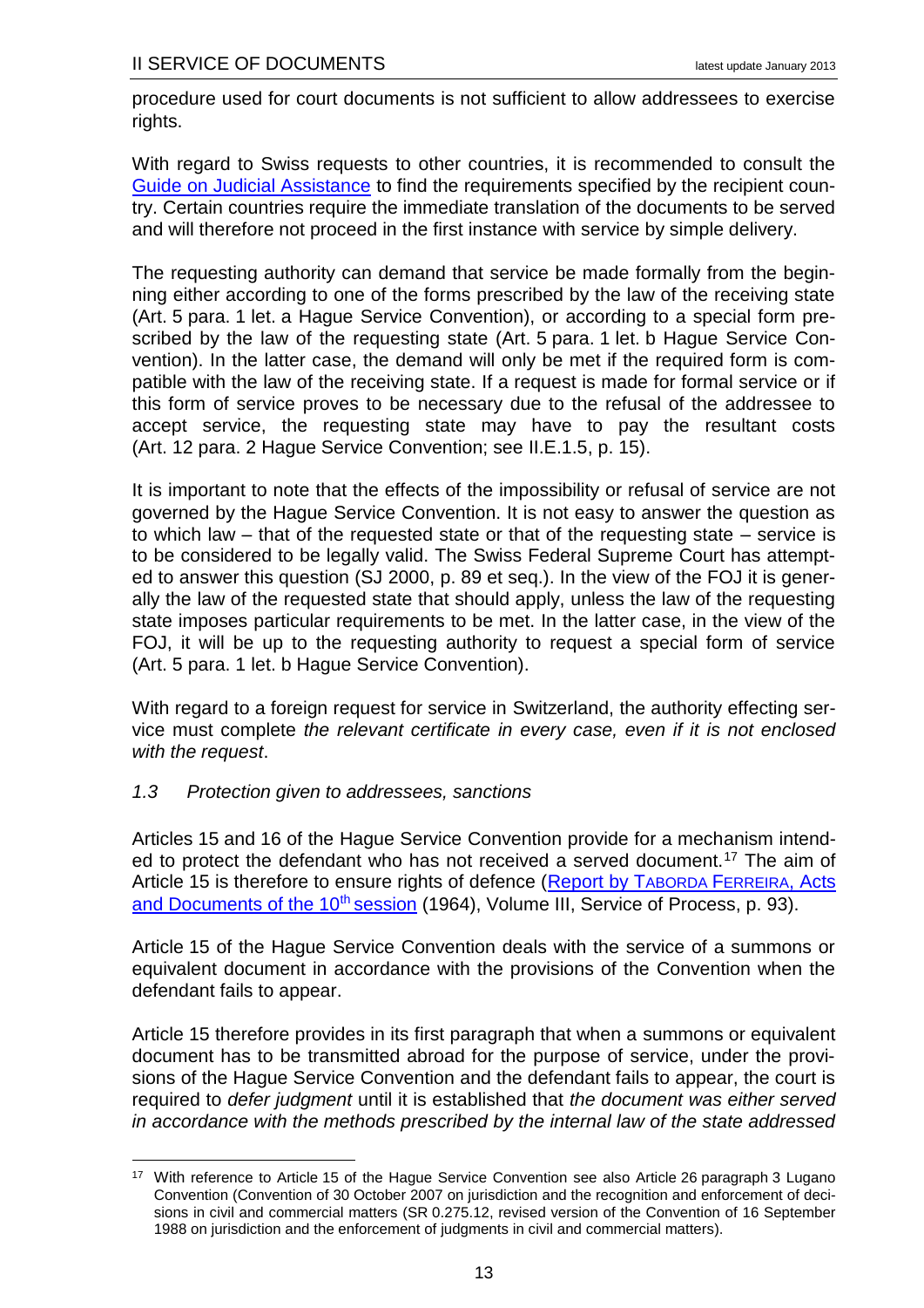procedure used for court documents is not sufficient to allow addressees to exercise rights.

With regard to Swiss requests to other countries, it is recommended to consult the [Guide on Judicial Assistance] to find the requirements specified by the recipient country. Certain countries require the immediate translation of the documents to be served and will therefore not proceed in the first instance with service by simple delivery.

The requesting authority can demand that service be made formally from the beginning either according to one of the forms prescribed by the law of the receiving state (Art. 5 para. 1 let. a Hague Service Convention), or according to a special form prescribed by the law of the requesting state (Art. 5 para. 1 let. b Hague Service Convention). In the latter case, the demand will only be met if the required form is compatible with the law of the receiving state. If a request is made for formal service or if this form of service proves to be necessary due to the refusal of the addressee to accept service, the requesting state may have to pay the resultant costs (Art. 12 para. 2 Hague Service Convention; see II.E.1.5, p. 15).

It is important to note that the effects of the impossibility or refusal of service are not governed by the Hague Service Convention. It is not easy to answer the question as to which law – that of the requested state or that of the requesting state – service is to be considered to be legally valid. The Swiss Federal Supreme Court has attempted to answer this question (SJ 2000, p. 89 et seq.). In the view of the FOJ it is generally the law of the requested state that should apply, unless the law of the requesting state imposes particular requirements to be met. In the latter case, in the view of the FOJ, it will be up to the requesting authority to request a special form of service (Art. 5 para. 1 let. b Hague Service Convention).

With regard to a foreign request for service in Switzerland, the authority effecting service must complete *the relevant certificate in every case, even if it is not enclosed with the request*.

### *1.3 Protection given to addressees, sanctions*

Articles 15 and 16 of the Hague Service Convention provide for a mechanism intended to protect the defendant who has not received a served document.[17] The aim of Article 15 is therefore to ensure rights of defence (Report by TABORDA FERREIRA, Acts and Documents of the 10th session (1964), Volume III, Service of Process, p. 93).

Article 15 of the Hague Service Convention deals with the service of a summons or equivalent document in accordance with the provisions of the Convention when the defendant fails to appear.

Article 15 therefore provides in its first paragraph that when a summons or equivalent document has to be transmitted abroad for the purpose of service, under the provisions of the Hague Service Convention and the defendant fails to appear, the court is required to *defer judgment* until it is established that *the document was either served in accordance with the methods prescribed by the internal law of the state addressed*

---

[17] With reference to Article 15 of the Hague Service Convention see also Article 26 paragraph 3 Lugano Convention (Convention of 30 October 2007 on jurisdiction and the recognition and enforcement of decisions in civil and commercial matters (SR 0.275.12, revised version of the Convention of 16 September 1988 on jurisdiction and the enforcement of judgments in civil and commercial matters).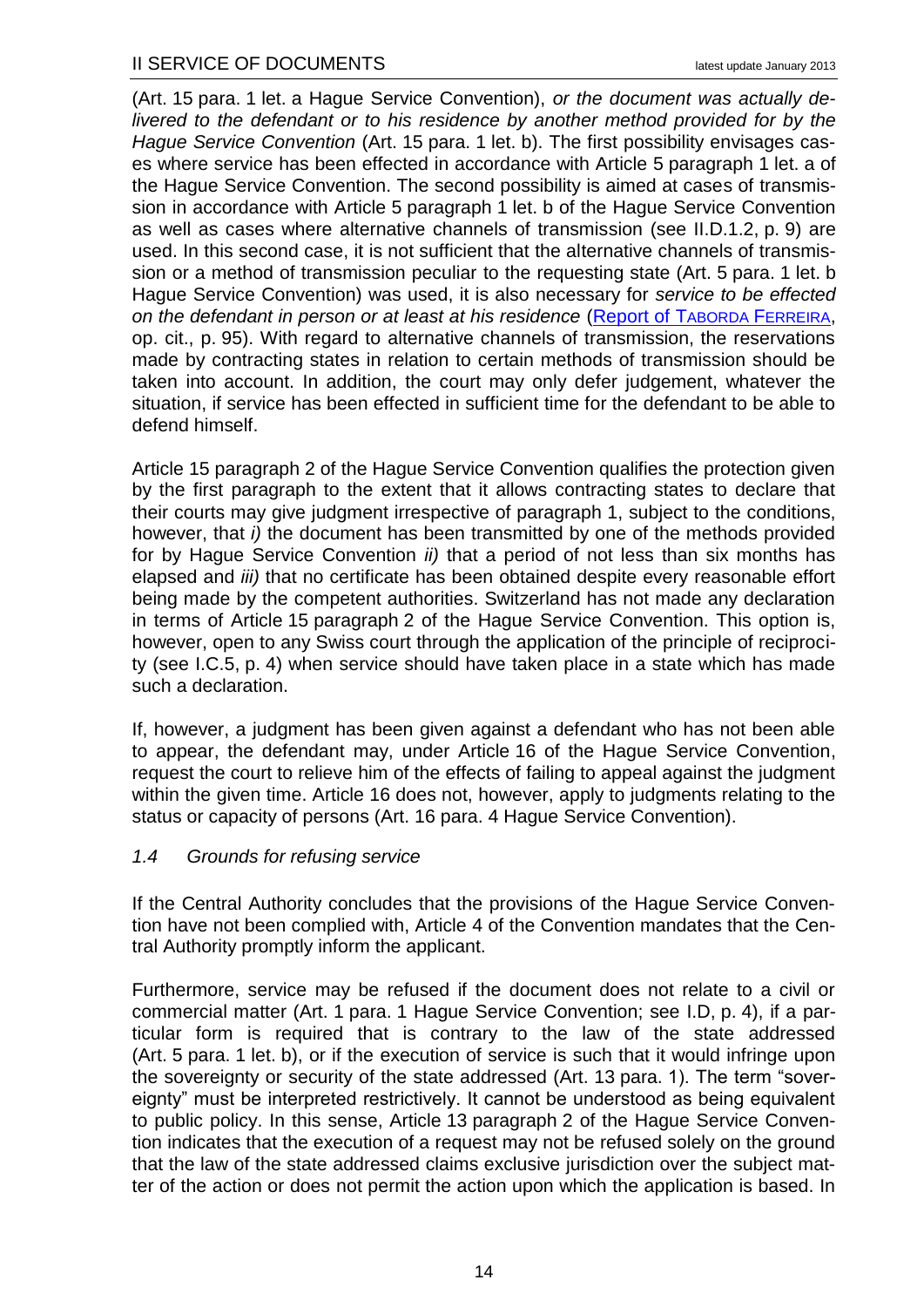(Art. 15 para. 1 let. a Hague Service Convention), *or the document was actually delivered to the defendant or to his residence by another method provided for by the Hague Service Convention* (Art. 15 para. 1 let. b). The first possibility envisages cases where service has been effected in accordance with Article 5 paragraph 1 let. a of the Hague Service Convention. The second possibility is aimed at cases of transmission in accordance with Article 5 paragraph 1 let. b of the Hague Service Convention as well as cases where alternative channels of transmission (see II.D.1.2, p. 9) are used. In this second case, it is not sufficient that the alternative channels of transmission or a method of transmission peculiar to the requesting state (Art. 5 para. 1 let. b Hague Service Convention) was used, it is also necessary for *service to be effected on the defendant in person or at least at his residence* (Report of TABORDA FERREIRA, op. cit., p. 95). With regard to alternative channels of transmission, the reservations made by contracting states in relation to certain methods of transmission should be taken into account. In addition, the court may only defer judgement, whatever the situation, if service has been effected in sufficient time for the defendant to be able to defend himself.

Article 15 paragraph 2 of the Hague Service Convention qualifies the protection given by the first paragraph to the extent that it allows contracting states to declare that their courts may give judgment irrespective of paragraph 1, subject to the conditions, however, that *i)* the document has been transmitted by one of the methods provided for by Hague Service Convention *ii)* that a period of not less than six months has elapsed and *iii)* that no certificate has been obtained despite every reasonable effort being made by the competent authorities. Switzerland has not made any declaration in terms of Article 15 paragraph 2 of the Hague Service Convention. This option is, however, open to any Swiss court through the application of the principle of reciprocity (see I.C.5, p. 4) when service should have taken place in a state which has made such a declaration.

If, however, a judgment has been given against a defendant who has not been able to appear, the defendant may, under Article 16 of the Hague Service Convention, request the court to relieve him of the effects of failing to appeal against the judgment within the given time. Article 16 does not, however, apply to judgments relating to the status or capacity of persons (Art. 16 para. 4 Hague Service Convention).

### *1.4 Grounds for refusing service*

If the Central Authority concludes that the provisions of the Hague Service Convention have not been complied with, Article 4 of the Convention mandates that the Central Authority promptly inform the applicant.

Furthermore, service may be refused if the document does not relate to a civil or commercial matter (Art. 1 para. 1 Hague Service Convention; see I.D, p. 4), if a particular form is required that is contrary to the law of the state addressed (Art. 5 para. 1 let. b), or if the execution of service is such that it would infringe upon the sovereignty or security of the state addressed (Art. 13 para. 1). The term "sovereignty" must be interpreted restrictively. It cannot be understood as being equivalent to public policy. In this sense, Article 13 paragraph 2 of the Hague Service Convention indicates that the execution of a request may not be refused solely on the ground that the law of the state addressed claims exclusive jurisdiction over the subject matter of the action or does not permit the action upon which the application is based. In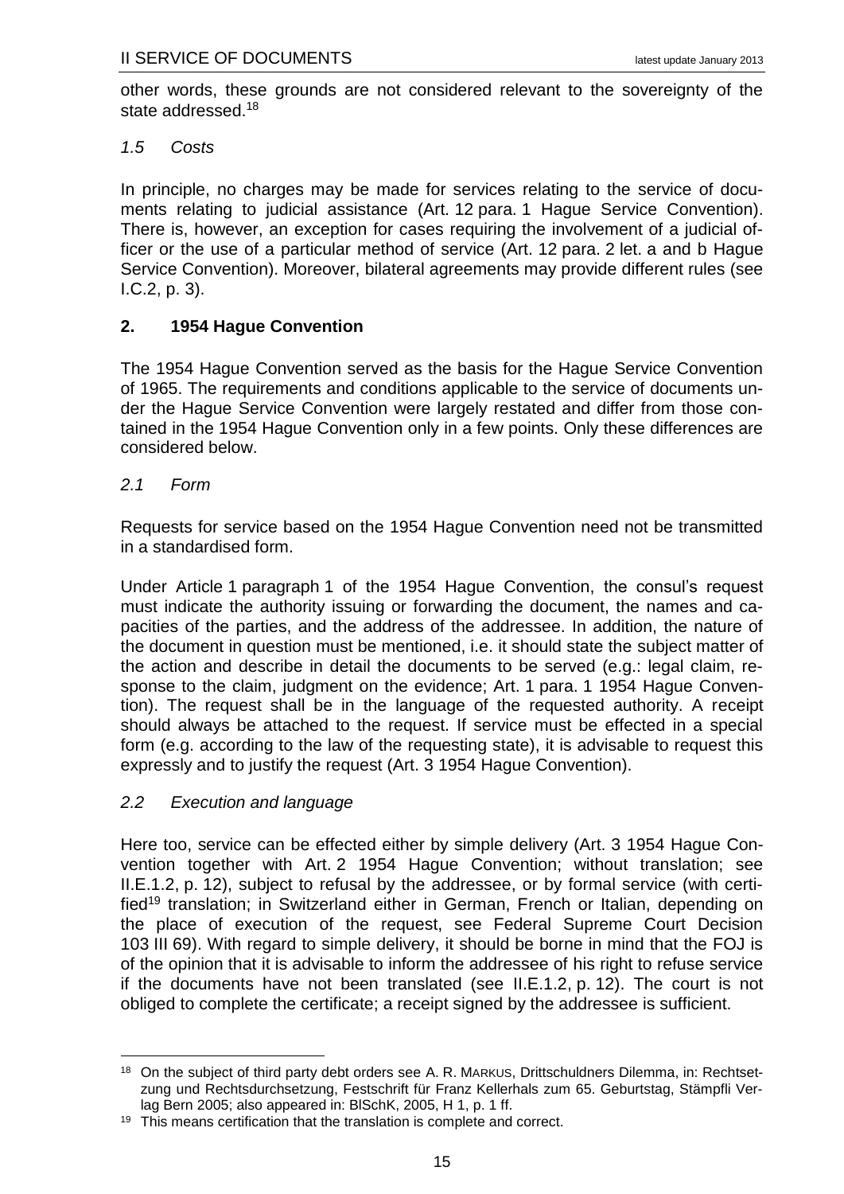other words, these grounds are not considered relevant to the sovereignty of the state addressed.[18]

### *1.5 Costs*

In principle, no charges may be made for services relating to the service of documents relating to judicial assistance (Art. 12 para. 1 Hague Service Convention). There is, however, an exception for cases requiring the involvement of a judicial officer or the use of a particular method of service (Art. 12 para. 2 let. a and b Hague Service Convention). Moreover, bilateral agreements may provide different rules (see I.C.2, p. 3).

## **2. 1954 Hague Convention**

The 1954 Hague Convention served as the basis for the Hague Service Convention of 1965. The requirements and conditions applicable to the service of documents under the Hague Service Convention were largely restated and differ from those contained in the 1954 Hague Convention only in a few points. Only these differences are considered below.

### *2.1 Form*

Requests for service based on the 1954 Hague Convention need not be transmitted in a standardised form.

Under Article 1 paragraph 1 of the 1954 Hague Convention, the consul's request must indicate the authority issuing or forwarding the document, the names and capacities of the parties, and the address of the addressee. In addition, the nature of the document in question must be mentioned, i.e. it should state the subject matter of the action and describe in detail the documents to be served (e.g.: legal claim, response to the claim, judgment on the evidence; Art. 1 para. 1 1954 Hague Convention). The request shall be in the language of the requested authority. A receipt should always be attached to the request. If service must be effected in a special form (e.g. according to the law of the requesting state), it is advisable to request this expressly and to justify the request (Art. 3 1954 Hague Convention).

### *2.2 Execution and language*

Here too, service can be effected either by simple delivery (Art. 3 1954 Hague Convention together with Art. 2 1954 Hague Convention; without translation; see II.E.1.2, p. 12), subject to refusal by the addressee, or by formal service (with certified[19] translation; in Switzerland either in German, French or Italian, depending on the place of execution of the request, see Federal Supreme Court Decision 103 III 69). With regard to simple delivery, it should be borne in mind that the FOJ is of the opinion that it is advisable to inform the addressee of his right to refuse service if the documents have not been translated (see II.E.1.2, p. 12). The court is not obliged to complete the certificate; a receipt signed by the addressee is sufficient.

---

[18] On the subject of third party debt orders see A. R. MARKUS, Drittschuldners Dilemma, in: Rechtsetzung und Rechtsdurchsetzung, Festschrift für Franz Kellerhals zum 65. Geburtstag, Stämpfli Verlag Bern 2005; also appeared in: BlSchK, 2005, H 1, p. 1 ff.

[19] This means certification that the translation is complete and correct.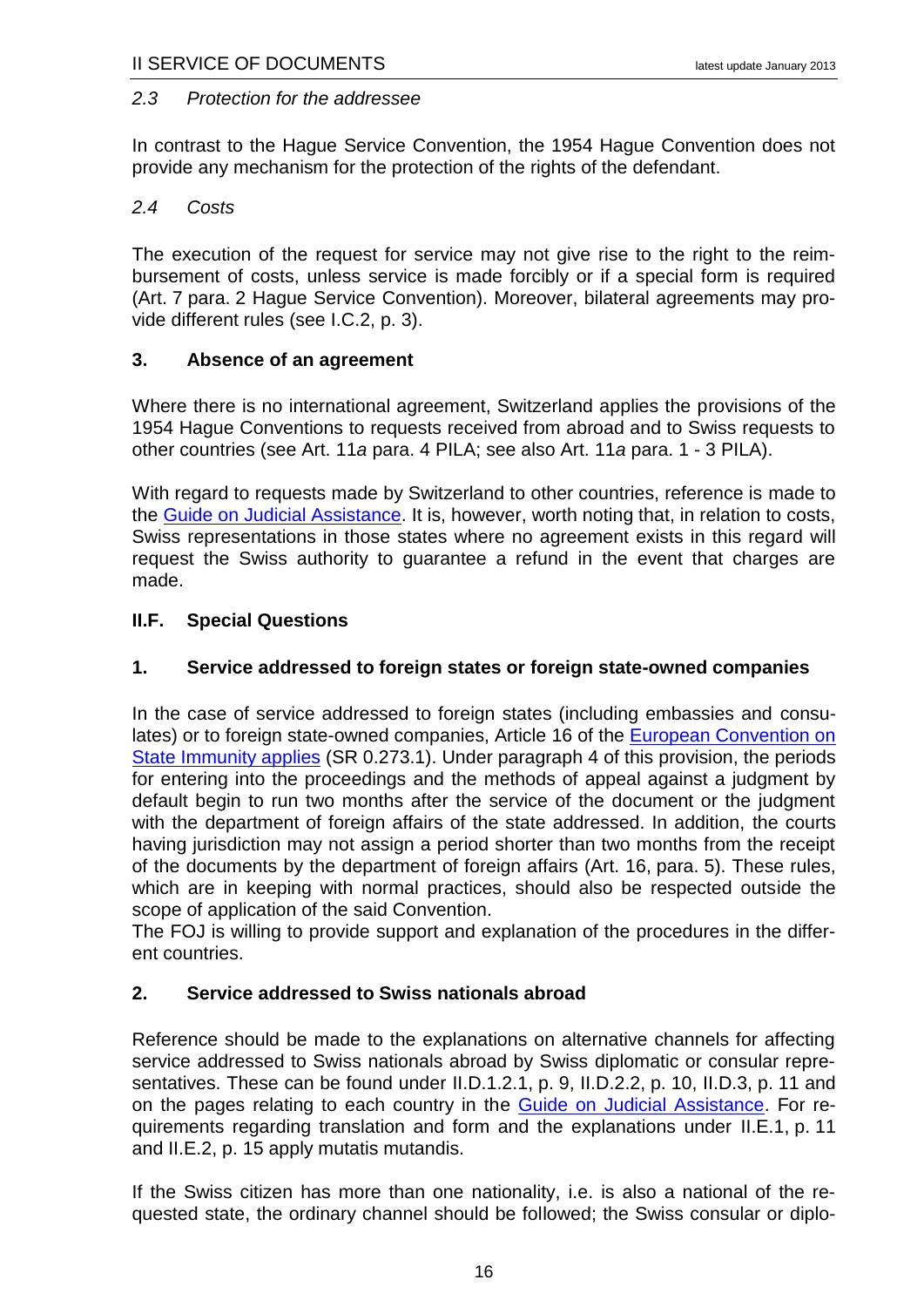### 2.3 *Protection for the addressee*

In contrast to the Hague Service Convention, the 1954 Hague Convention does not provide any mechanism for the protection of the rights of the defendant.

### 2.4 *Costs*

The execution of the request for service may not give rise to the right to the reimbursement of costs, unless service is made forcibly or if a special form is required (Art. 7 para. 2 Hague Service Convention). Moreover, bilateral agreements may provide different rules (see I.C.2, p. 3).

### 3. Absence of an agreement

Where there is no international agreement, Switzerland applies the provisions of the 1954 Hague Conventions to requests received from abroad and to Swiss requests to other countries (see Art. 11*a* para. 4 PILA; see also Art. 11*a* para. 1 - 3 PILA).

With regard to requests made by Switzerland to other countries, reference is made to the [Guide on Judicial Assistance](). It is, however, worth noting that, in relation to costs, Swiss representations in those states where no agreement exists in this regard will request the Swiss authority to guarantee a refund in the event that charges are made.

## II.F. Special Questions

### 1. Service addressed to foreign states or foreign state-owned companies

In the case of service addressed to foreign states (including embassies and consulates) or to foreign state-owned companies, Article 16 of the [European Convention on State Immunity applies]() (SR 0.273.1). Under paragraph 4 of this provision, the periods for entering into the proceedings and the methods of appeal against a judgment by default begin to run two months after the service of the document or the judgment with the department of foreign affairs of the state addressed. In addition, the courts having jurisdiction may not assign a period shorter than two months from the receipt of the documents by the department of foreign affairs (Art. 16, para. 5). These rules, which are in keeping with normal practices, should also be respected outside the scope of application of the said Convention.
The FOJ is willing to provide support and explanation of the procedures in the different countries.

### 2. Service addressed to Swiss nationals abroad

Reference should be made to the explanations on alternative channels for affecting service addressed to Swiss nationals abroad by Swiss diplomatic or consular representatives. These can be found under II.D.1.2.1, p. 9, II.D.2.2, p. 10, II.D.3, p. 11 and on the pages relating to each country in the [Guide on Judicial Assistance](). For requirements regarding translation and form and the explanations under II.E.1, p. 11 and II.E.2, p. 15 apply mutatis mutandis.

If the Swiss citizen has more than one nationality, i.e. is also a national of the requested state, the ordinary channel should be followed; the Swiss consular or diplo-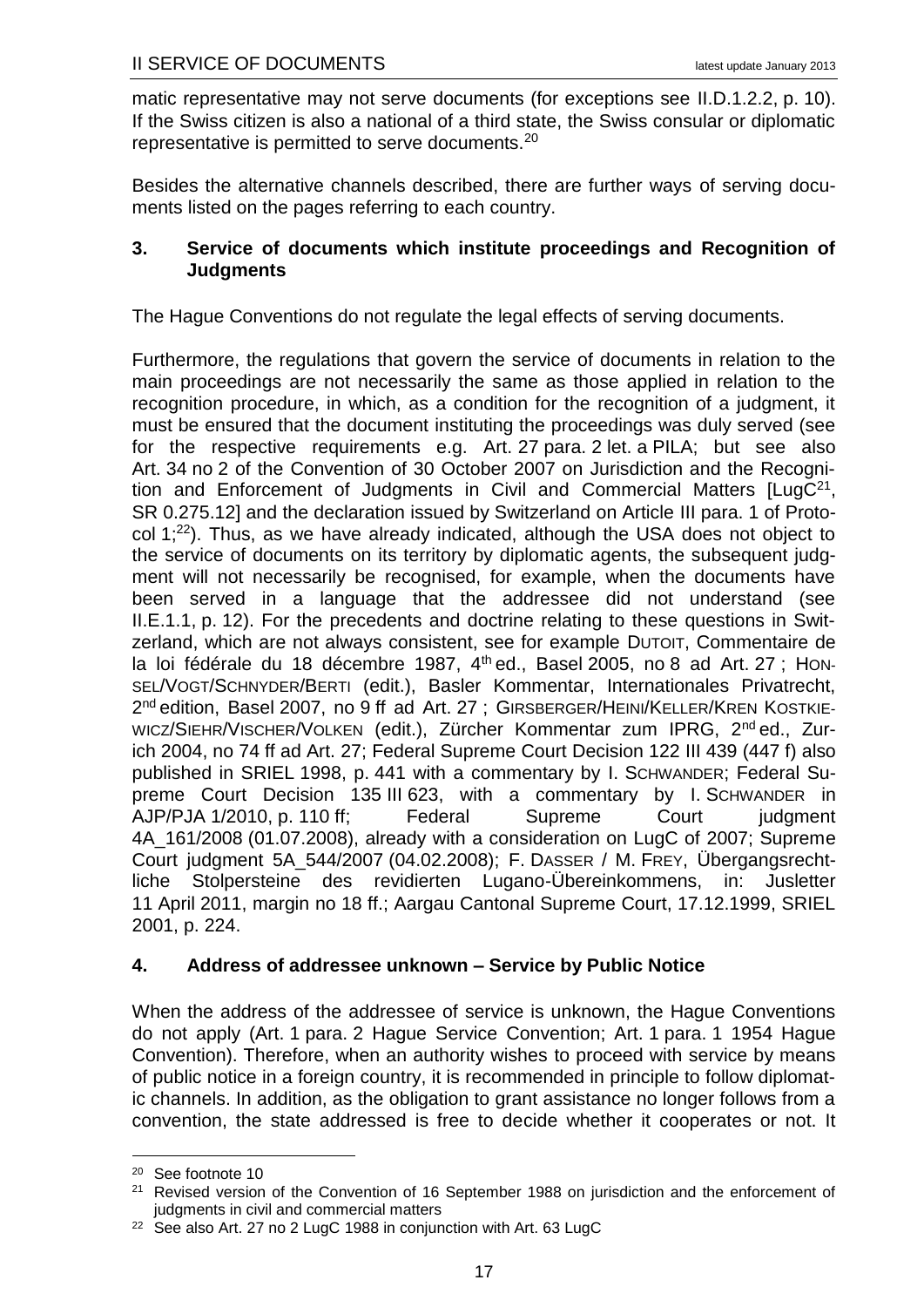matic representative may not serve documents (for exceptions see II.D.1.2.2, p. 10). If the Swiss citizen is also a national of a third state, the Swiss consular or diplomatic representative is permitted to serve documents.[20]

Besides the alternative channels described, there are further ways of serving documents listed on the pages referring to each country.

### 3. Service of documents which institute proceedings and Recognition of Judgments

The Hague Conventions do not regulate the legal effects of serving documents.

Furthermore, the regulations that govern the service of documents in relation to the main proceedings are not necessarily the same as those applied in relation to the recognition procedure, in which, as a condition for the recognition of a judgment, it must be ensured that the document instituting the proceedings was duly served (see for the respective requirements e.g. Art. 27 para. 2 let. a PILA; but see also Art. 34 no 2 of the Convention of 30 October 2007 on Jurisdiction and the Recognition and Enforcement of Judgments in Civil and Commercial Matters [LugC[21], SR 0.275.12] and the declaration issued by Switzerland on Article III para. 1 of Protocol 1;[22]). Thus, as we have already indicated, although the USA does not object to the service of documents on its territory by diplomatic agents, the subsequent judgment will not necessarily be recognised, for example, when the documents have been served in a language that the addressee did not understand (see II.E.1.1, p. 12). For the precedents and doctrine relating to these questions in Switzerland, which are not always consistent, see for example DUTOIT, Commentaire de la loi fédérale du 18 décembre 1987, 4th ed., Basel 2005, no 8 ad Art. 27 ; HONSEL/VOGT/SCHNYDER/BERTI (edit.), Basler Kommentar, Internationales Privatrecht, 2nd edition, Basel 2007, no 9 ff ad Art. 27 ; GIRSBERGER/HEINI/KELLER/KREN KOSTKIEWICZ/SIEHR/VISCHER/VOLKEN (edit.), Zürcher Kommentar zum IPRG, 2nd ed., Zurich 2004, no 74 ff ad Art. 27; Federal Supreme Court Decision 122 III 439 (447 f) also published in SRIEL 1998, p. 441 with a commentary by I. SCHWANDER; Federal Supreme Court Decision 135 III 623, with a commentary by I. SCHWANDER in AJP/PJA 1/2010, p. 110 ff; Federal Supreme Court judgment 4A_161/2008 (01.07.2008), already with a consideration on LugC of 2007; Supreme Court judgment 5A_544/2007 (04.02.2008); F. DASSER / M. FREY, Übergangsrechtliche Stolpersteine des revidierten Lugano-Übereinkommens, in: Jusletter 11 April 2011, margin no 18 ff.; Aargau Cantonal Supreme Court, 17.12.1999, SRIEL 2001, p. 224.

### 4. Address of addressee unknown – Service by Public Notice

When the address of the addressee of service is unknown, the Hague Conventions do not apply (Art. 1 para. 2 Hague Service Convention; Art. 1 para. 1 1954 Hague Convention). Therefore, when an authority wishes to proceed with service by means of public notice in a foreign country, it is recommended in principle to follow diplomatic channels. In addition, as the obligation to grant assistance no longer follows from a convention, the state addressed is free to decide whether it cooperates or not. It

[20] See footnote 10

[21] Revised version of the Convention of 16 September 1988 on jurisdiction and the enforcement of judgments in civil and commercial matters

[22] See also Art. 27 no 2 LugC 1988 in conjunction with Art. 63 LugC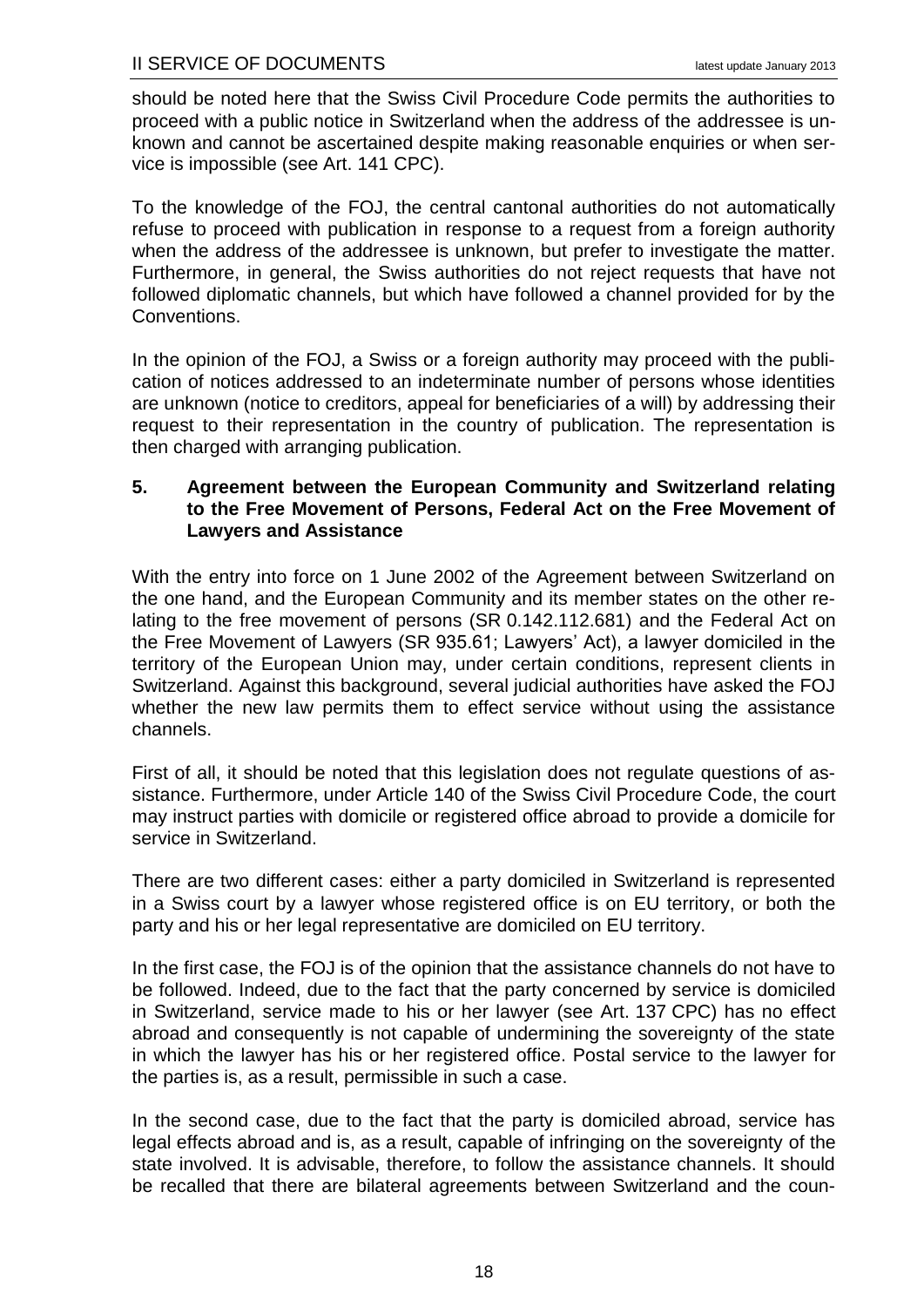should be noted here that the Swiss Civil Procedure Code permits the authorities to proceed with a public notice in Switzerland when the address of the addressee is unknown and cannot be ascertained despite making reasonable enquiries or when service is impossible (see Art. 141 CPC).

To the knowledge of the FOJ, the central cantonal authorities do not automatically refuse to proceed with publication in response to a request from a foreign authority when the address of the addressee is unknown, but prefer to investigate the matter. Furthermore, in general, the Swiss authorities do not reject requests that have not followed diplomatic channels, but which have followed a channel provided for by the Conventions.

In the opinion of the FOJ, a Swiss or a foreign authority may proceed with the publication of notices addressed to an indeterminate number of persons whose identities are unknown (notice to creditors, appeal for beneficiaries of a will) by addressing their request to their representation in the country of publication. The representation is then charged with arranging publication.

### 5. Agreement between the European Community and Switzerland relating to the Free Movement of Persons, Federal Act on the Free Movement of Lawyers and Assistance

With the entry into force on 1 June 2002 of the Agreement between Switzerland on the one hand, and the European Community and its member states on the other relating to the free movement of persons (SR 0.142.112.681) and the Federal Act on the Free Movement of Lawyers (SR 935.61; Lawyers' Act), a lawyer domiciled in the territory of the European Union may, under certain conditions, represent clients in Switzerland. Against this background, several judicial authorities have asked the FOJ whether the new law permits them to effect service without using the assistance channels.

First of all, it should be noted that this legislation does not regulate questions of assistance. Furthermore, under Article 140 of the Swiss Civil Procedure Code, the court may instruct parties with domicile or registered office abroad to provide a domicile for service in Switzerland.

There are two different cases: either a party domiciled in Switzerland is represented in a Swiss court by a lawyer whose registered office is on EU territory, or both the party and his or her legal representative are domiciled on EU territory.

In the first case, the FOJ is of the opinion that the assistance channels do not have to be followed. Indeed, due to the fact that the party concerned by service is domiciled in Switzerland, service made to his or her lawyer (see Art. 137 CPC) has no effect abroad and consequently is not capable of undermining the sovereignty of the state in which the lawyer has his or her registered office. Postal service to the lawyer for the parties is, as a result, permissible in such a case.

In the second case, due to the fact that the party is domiciled abroad, service has legal effects abroad and is, as a result, capable of infringing on the sovereignty of the state involved. It is advisable, therefore, to follow the assistance channels. It should be recalled that there are bilateral agreements between Switzerland and the coun-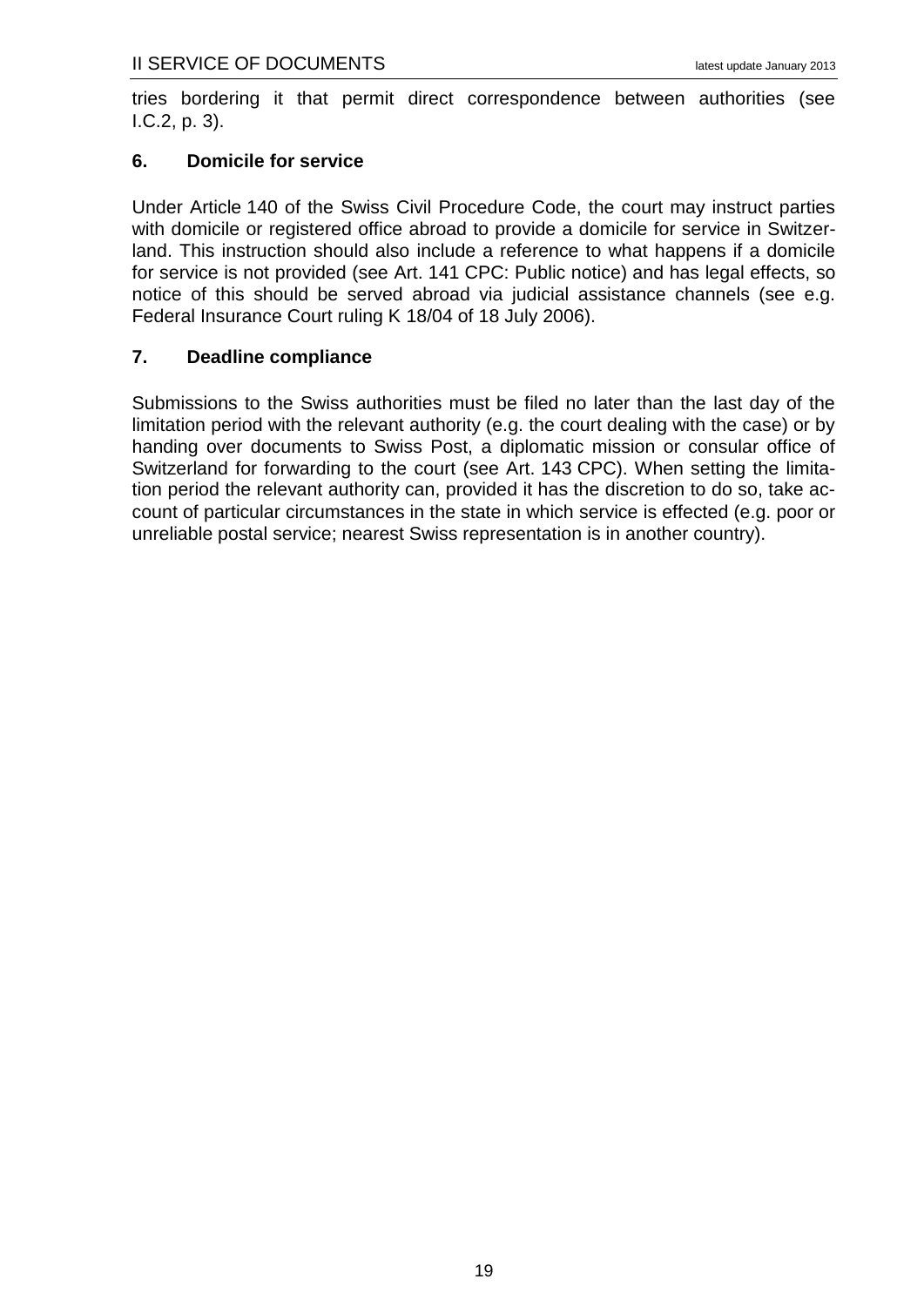tries bordering it that permit direct correspondence between authorities (see I.C.2, p. 3).

### 6. Domicile for service

Under Article 140 of the Swiss Civil Procedure Code, the court may instruct parties with domicile or registered office abroad to provide a domicile for service in Switzerland. This instruction should also include a reference to what happens if a domicile for service is not provided (see Art. 141 CPC: Public notice) and has legal effects, so notice of this should be served abroad via judicial assistance channels (see e.g. Federal Insurance Court ruling K 18/04 of 18 July 2006).

### 7. Deadline compliance

Submissions to the Swiss authorities must be filed no later than the last day of the limitation period with the relevant authority (e.g. the court dealing with the case) or by handing over documents to Swiss Post, a diplomatic mission or consular office of Switzerland for forwarding to the court (see Art. 143 CPC). When setting the limitation period the relevant authority can, provided it has the discretion to do so, take account of particular circumstances in the state in which service is effected (e.g. poor or unreliable postal service; nearest Swiss representation is in another country).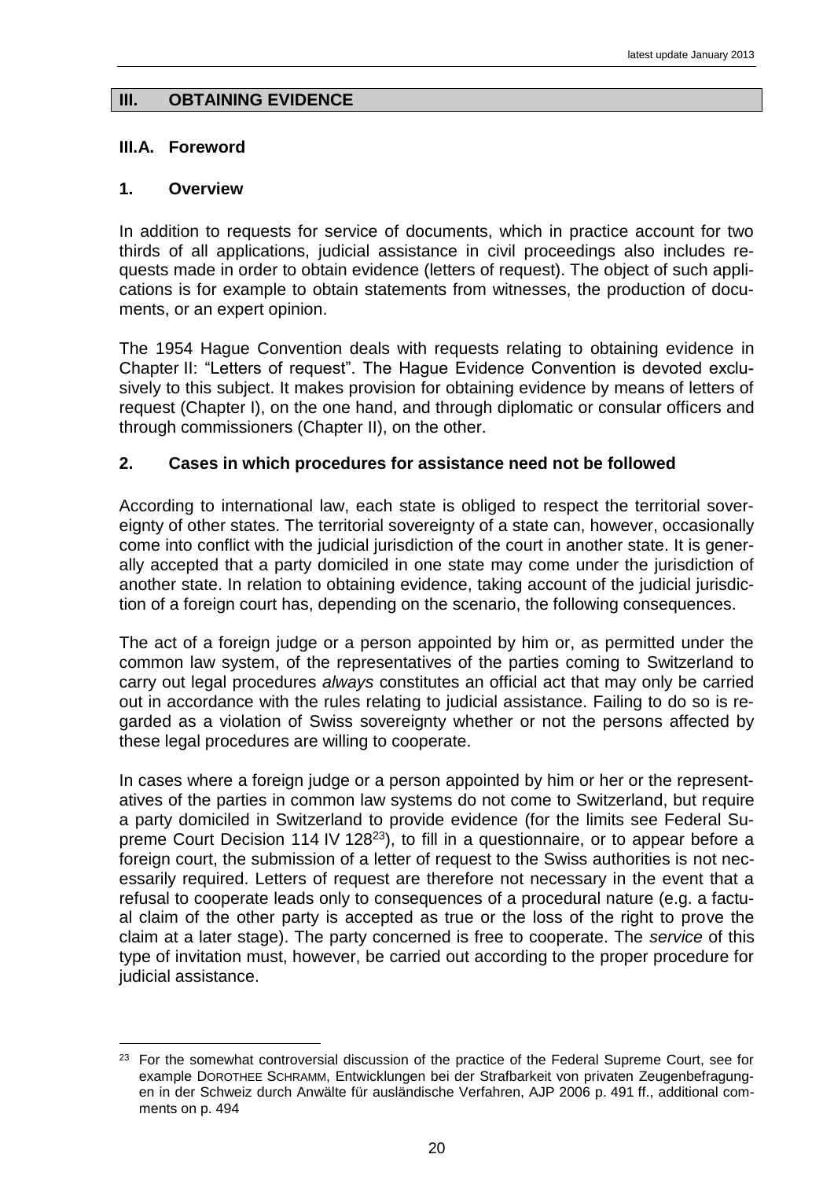## III. OBTAINING EVIDENCE

### III.A. Foreword

#### 1. Overview

In addition to requests for service of documents, which in practice account for two thirds of all applications, judicial assistance in civil proceedings also includes requests made in order to obtain evidence (letters of request). The object of such applications is for example to obtain statements from witnesses, the production of documents, or an expert opinion.

The 1954 Hague Convention deals with requests relating to obtaining evidence in Chapter II: "Letters of request". The Hague Evidence Convention is devoted exclusively to this subject. It makes provision for obtaining evidence by means of letters of request (Chapter I), on the one hand, and through diplomatic or consular officers and through commissioners (Chapter II), on the other.

#### 2. Cases in which procedures for assistance need not be followed

According to international law, each state is obliged to respect the territorial sovereignty of other states. The territorial sovereignty of a state can, however, occasionally come into conflict with the judicial jurisdiction of the court in another state. It is generally accepted that a party domiciled in one state may come under the jurisdiction of another state. In relation to obtaining evidence, taking account of the judicial jurisdiction of a foreign court has, depending on the scenario, the following consequences.

The act of a foreign judge or a person appointed by him or, as permitted under the common law system, of the representatives of the parties coming to Switzerland to carry out legal procedures *always* constitutes an official act that may only be carried out in accordance with the rules relating to judicial assistance. Failing to do so is regarded as a violation of Swiss sovereignty whether or not the persons affected by these legal procedures are willing to cooperate.

In cases where a foreign judge or a person appointed by him or her or the representatives of the parties in common law systems do not come to Switzerland, but require a party domiciled in Switzerland to provide evidence (for the limits see Federal Supreme Court Decision 114 IV 128[23]), to fill in a questionnaire, or to appear before a foreign court, the submission of a letter of request to the Swiss authorities is not necessarily required. Letters of request are therefore not necessary in the event that a refusal to cooperate leads only to consequences of a procedural nature (e.g. a factual claim of the other party is accepted as true or the loss of the right to prove the claim at a later stage). The party concerned is free to cooperate. The *service* of this type of invitation must, however, be carried out according to the proper procedure for judicial assistance.

---

[23] For the somewhat controversial discussion of the practice of the Federal Supreme Court, see for example DOROTHEE SCHRAMM, Entwicklungen bei der Strafbarkeit von privaten Zeugenbefragungen in der Schweiz durch Anwälte für ausländische Verfahren, AJP 2006 p. 491 ff., additional comments on p. 494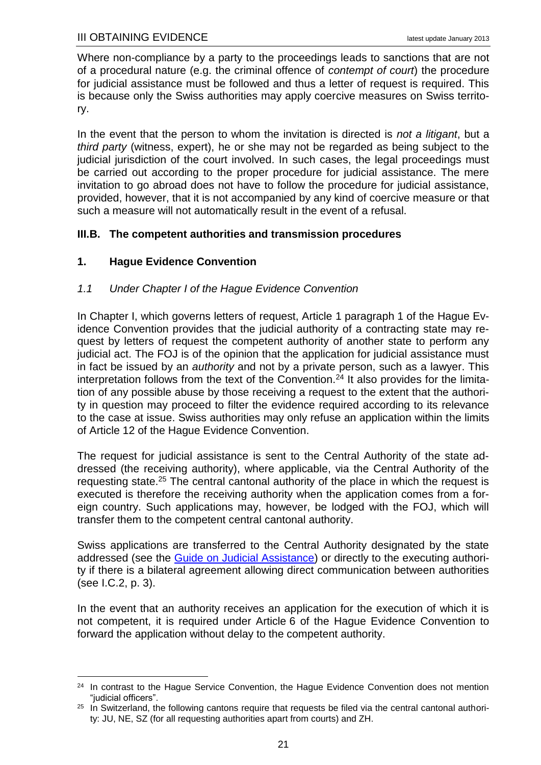Where non-compliance by a party to the proceedings leads to sanctions that are not of a procedural nature (e.g. the criminal offence of *contempt of court*) the procedure for judicial assistance must be followed and thus a letter of request is required. This is because only the Swiss authorities may apply coercive measures on Swiss territory.

In the event that the person to whom the invitation is directed is *not a litigant*, but a *third party* (witness, expert), he or she may not be regarded as being subject to the judicial jurisdiction of the court involved. In such cases, the legal proceedings must be carried out according to the proper procedure for judicial assistance. The mere invitation to go abroad does not have to follow the procedure for judicial assistance, provided, however, that it is not accompanied by any kind of coercive measure or that such a measure will not automatically result in the event of a refusal.

## III.B. The competent authorities and transmission procedures

### 1. Hague Evidence Convention

#### *1.1 Under Chapter I of the Hague Evidence Convention*

In Chapter I, which governs letters of request, Article 1 paragraph 1 of the Hague Evidence Convention provides that the judicial authority of a contracting state may request by letters of request the competent authority of another state to perform any judicial act. The FOJ is of the opinion that the application for judicial assistance must in fact be issued by an *authority* and not by a private person, such as a lawyer. This interpretation follows from the text of the Convention.[24] It also provides for the limitation of any possible abuse by those receiving a request to the extent that the authority in question may proceed to filter the evidence required according to its relevance to the case at issue. Swiss authorities may only refuse an application within the limits of Article 12 of the Hague Evidence Convention.

The request for judicial assistance is sent to the Central Authority of the state addressed (the receiving authority), where applicable, via the Central Authority of the requesting state.[25] The central cantonal authority of the place in which the request is executed is therefore the receiving authority when the application comes from a foreign country. Such applications may, however, be lodged with the FOJ, which will transfer them to the competent central cantonal authority.

Swiss applications are transferred to the Central Authority designated by the state addressed (see the Guide on Judicial Assistance) or directly to the executing authority if there is a bilateral agreement allowing direct communication between authorities (see I.C.2, p. 3).

In the event that an authority receives an application for the execution of which it is not competent, it is required under Article 6 of the Hague Evidence Convention to forward the application without delay to the competent authority.

---

[24] In contrast to the Hague Service Convention, the Hague Evidence Convention does not mention "judicial officers".

[25] In Switzerland, the following cantons require that requests be filed via the central cantonal authority: JU, NE, SZ (for all requesting authorities apart from courts) and ZH.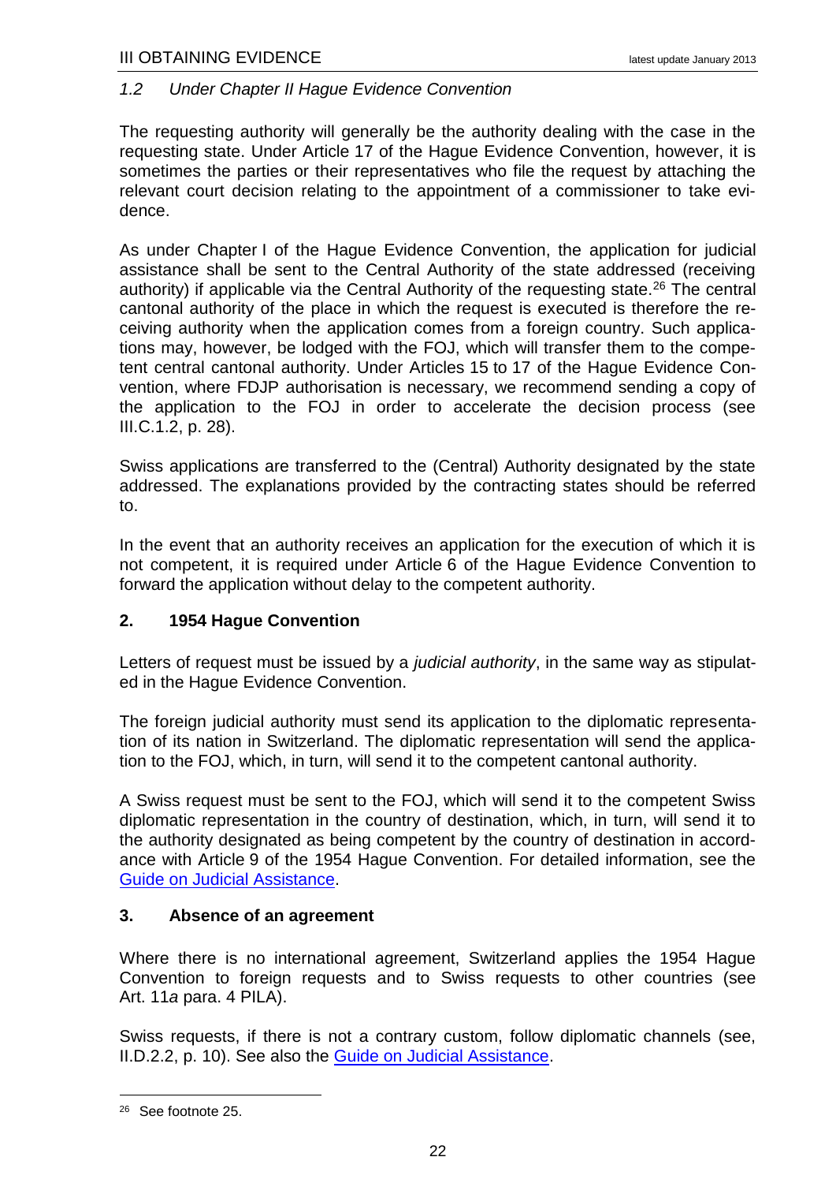### *1.2 Under Chapter II Hague Evidence Convention*

The requesting authority will generally be the authority dealing with the case in the requesting state. Under Article 17 of the Hague Evidence Convention, however, it is sometimes the parties or their representatives who file the request by attaching the relevant court decision relating to the appointment of a commissioner to take evidence.

As under Chapter I of the Hague Evidence Convention, the application for judicial assistance shall be sent to the Central Authority of the state addressed (receiving authority) if applicable via the Central Authority of the requesting state.[26] The central cantonal authority of the place in which the request is executed is therefore the receiving authority when the application comes from a foreign country. Such applications may, however, be lodged with the FOJ, which will transfer them to the competent central cantonal authority. Under Articles 15 to 17 of the Hague Evidence Convention, where FDJP authorisation is necessary, we recommend sending a copy of the application to the FOJ in order to accelerate the decision process (see III.C.1.2, p. 28).

Swiss applications are transferred to the (Central) Authority designated by the state addressed. The explanations provided by the contracting states should be referred to.

In the event that an authority receives an application for the execution of which it is not competent, it is required under Article 6 of the Hague Evidence Convention to forward the application without delay to the competent authority.

## 2. 1954 Hague Convention

Letters of request must be issued by a *judicial authority*, in the same way as stipulated in the Hague Evidence Convention.

The foreign judicial authority must send its application to the diplomatic representation of its nation in Switzerland. The diplomatic representation will send the application to the FOJ, which, in turn, will send it to the competent cantonal authority.

A Swiss request must be sent to the FOJ, which will send it to the competent Swiss diplomatic representation in the country of destination, which, in turn, will send it to the authority designated as being competent by the country of destination in accordance with Article 9 of the 1954 Hague Convention. For detailed information, see the Guide on Judicial Assistance.

## 3. Absence of an agreement

Where there is no international agreement, Switzerland applies the 1954 Hague Convention to foreign requests and to Swiss requests to other countries (see Art. 11*a* para. 4 PILA).

Swiss requests, if there is not a contrary custom, follow diplomatic channels (see, II.D.2.2, p. 10). See also the Guide on Judicial Assistance.

---

[26] See footnote 25.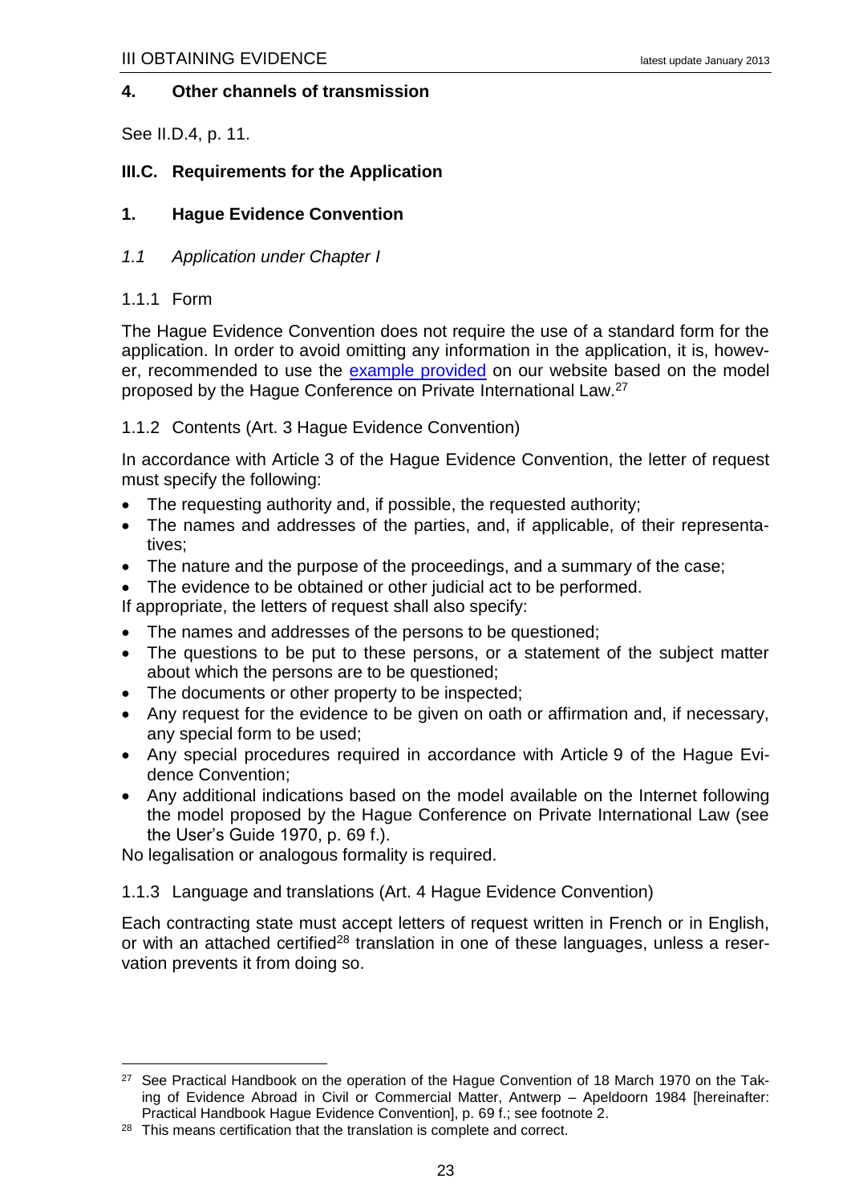### 4. Other channels of transmission

See II.D.4, p. 11.

## III.C. Requirements for the Application

### 1. Hague Evidence Convention

#### *1.1 Application under Chapter I*

##### 1.1.1 Form

The Hague Evidence Convention does not require the use of a standard form for the application. In order to avoid omitting any information in the application, it is, however, recommended to use the [example provided] on our website based on the model proposed by the Hague Conference on Private International Law.[27]

##### 1.1.2 Contents (Art. 3 Hague Evidence Convention)

In accordance with Article 3 of the Hague Evidence Convention, the letter of request must specify the following:

- The requesting authority and, if possible, the requested authority;
- The names and addresses of the parties, and, if applicable, of their representatives;
- The nature and the purpose of the proceedings, and a summary of the case;
- The evidence to be obtained or other judicial act to be performed.

If appropriate, the letters of request shall also specify:

- The names and addresses of the persons to be questioned;
- The questions to be put to these persons, or a statement of the subject matter about which the persons are to be questioned;
- The documents or other property to be inspected;
- Any request for the evidence to be given on oath or affirmation and, if necessary, any special form to be used;
- Any special procedures required in accordance with Article 9 of the Hague Evidence Convention;
- Any additional indications based on the model available on the Internet following the model proposed by the Hague Conference on Private International Law (see the User's Guide 1970, p. 69 f.).

No legalisation or analogous formality is required.

##### 1.1.3 Language and translations (Art. 4 Hague Evidence Convention)

Each contracting state must accept letters of request written in French or in English, or with an attached certified[28] translation in one of these languages, unless a reservation prevents it from doing so.

---

[27] See Practical Handbook on the operation of the Hague Convention of 18 March 1970 on the Taking of Evidence Abroad in Civil or Commercial Matter, Antwerp – Apeldoorn 1984 [hereinafter: Practical Handbook Hague Evidence Convention], p. 69 f.; see footnote 2.

[28] This means certification that the translation is complete and correct.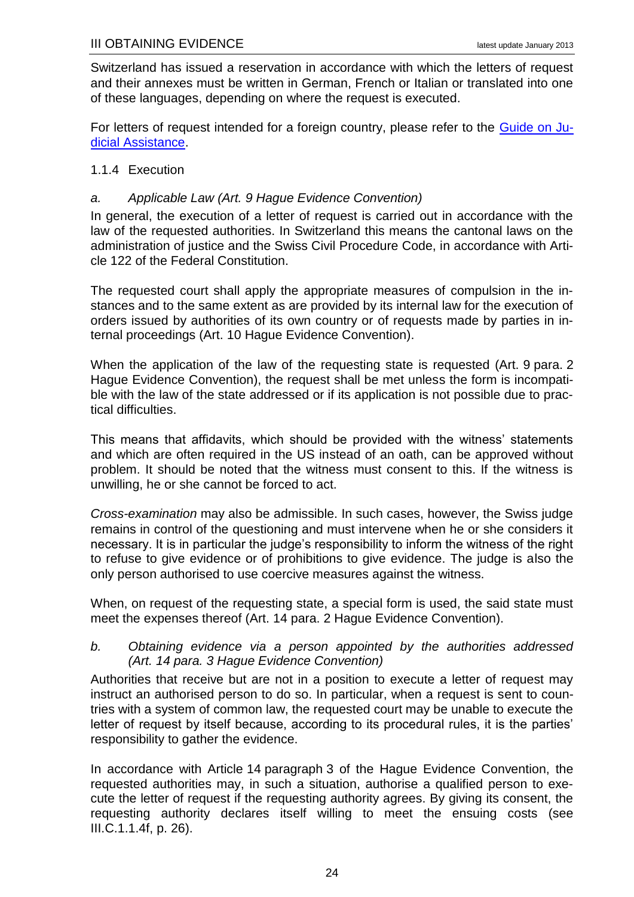Switzerland has issued a reservation in accordance with which the letters of request and their annexes must be written in German, French or Italian or translated into one of these languages, depending on where the request is executed.

For letters of request intended for a foreign country, please refer to the [Guide on Judicial Assistance](#).

### 1.1.4 Execution

#### *a. Applicable Law (Art. 9 Hague Evidence Convention)*

In general, the execution of a letter of request is carried out in accordance with the law of the requested authorities. In Switzerland this means the cantonal laws on the administration of justice and the Swiss Civil Procedure Code, in accordance with Article 122 of the Federal Constitution.

The requested court shall apply the appropriate measures of compulsion in the instances and to the same extent as are provided by its internal law for the execution of orders issued by authorities of its own country or of requests made by parties in internal proceedings (Art. 10 Hague Evidence Convention).

When the application of the law of the requesting state is requested (Art. 9 para. 2 Hague Evidence Convention), the request shall be met unless the form is incompatible with the law of the state addressed or if its application is not possible due to practical difficulties.

This means that affidavits, which should be provided with the witness' statements and which are often required in the US instead of an oath, can be approved without problem. It should be noted that the witness must consent to this. If the witness is unwilling, he or she cannot be forced to act.

*Cross-examination* may also be admissible. In such cases, however, the Swiss judge remains in control of the questioning and must intervene when he or she considers it necessary. It is in particular the judge's responsibility to inform the witness of the right to refuse to give evidence or of prohibitions to give evidence. The judge is also the only person authorised to use coercive measures against the witness.

When, on request of the requesting state, a special form is used, the said state must meet the expenses thereof (Art. 14 para. 2 Hague Evidence Convention).

#### *b. Obtaining evidence via a person appointed by the authorities addressed (Art. 14 para. 3 Hague Evidence Convention)*

Authorities that receive but are not in a position to execute a letter of request may instruct an authorised person to do so. In particular, when a request is sent to countries with a system of common law, the requested court may be unable to execute the letter of request by itself because, according to its procedural rules, it is the parties' responsibility to gather the evidence.

In accordance with Article 14 paragraph 3 of the Hague Evidence Convention, the requested authorities may, in such a situation, authorise a qualified person to execute the letter of request if the requesting authority agrees. By giving its consent, the requesting authority declares itself willing to meet the ensuing costs (see III.C.1.1.4f, p. 26).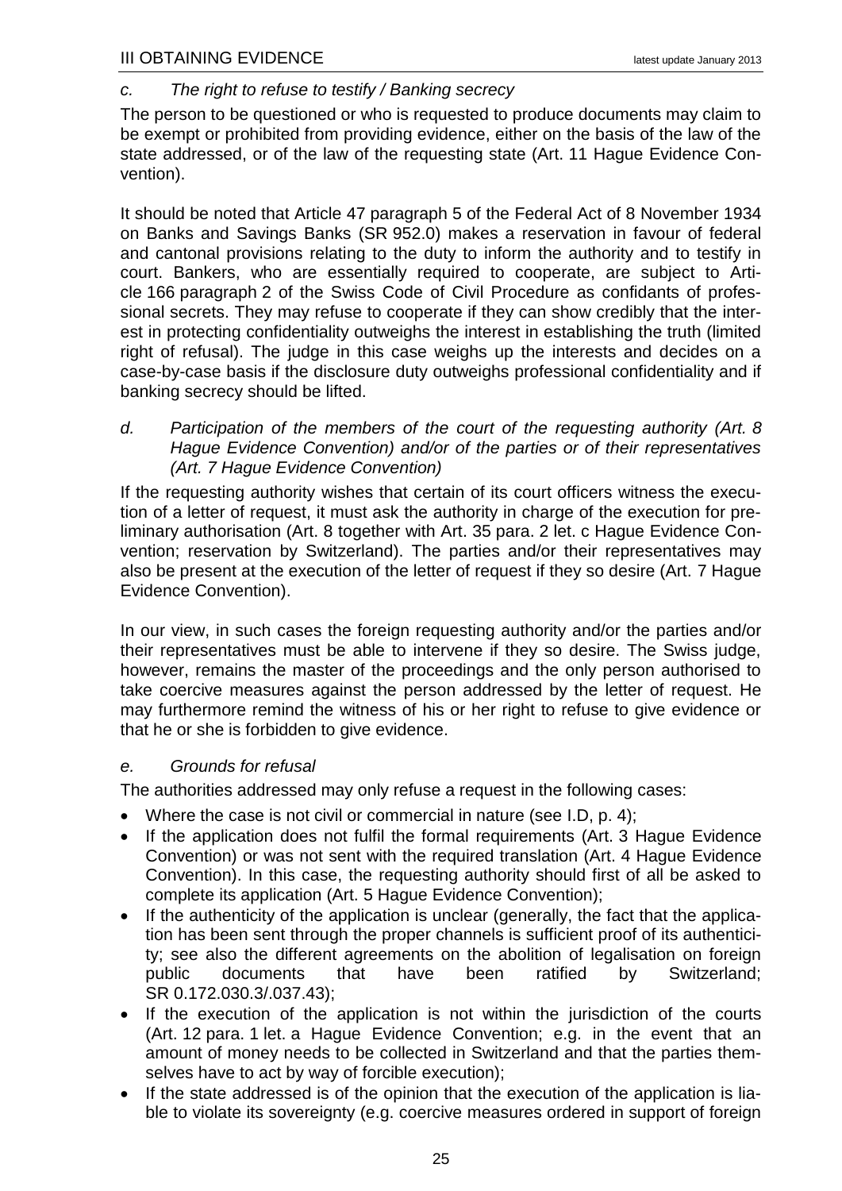### *c. The right to refuse to testify / Banking secrecy*

The person to be questioned or who is requested to produce documents may claim to be exempt or prohibited from providing evidence, either on the basis of the law of the state addressed, or of the law of the requesting state (Art. 11 Hague Evidence Convention).

It should be noted that Article 47 paragraph 5 of the Federal Act of 8 November 1934 on Banks and Savings Banks (SR 952.0) makes a reservation in favour of federal and cantonal provisions relating to the duty to inform the authority and to testify in court. Bankers, who are essentially required to cooperate, are subject to Article 166 paragraph 2 of the Swiss Code of Civil Procedure as confidants of professional secrets. They may refuse to cooperate if they can show credibly that the interest in protecting confidentiality outweighs the interest in establishing the truth (limited right of refusal). The judge in this case weighs up the interests and decides on a case-by-case basis if the disclosure duty outweighs professional confidentiality and if banking secrecy should be lifted.

### *d. Participation of the members of the court of the requesting authority (Art. 8 Hague Evidence Convention) and/or of the parties or of their representatives (Art. 7 Hague Evidence Convention)*

If the requesting authority wishes that certain of its court officers witness the execution of a letter of request, it must ask the authority in charge of the execution for preliminary authorisation (Art. 8 together with Art. 35 para. 2 let. c Hague Evidence Convention; reservation by Switzerland). The parties and/or their representatives may also be present at the execution of the letter of request if they so desire (Art. 7 Hague Evidence Convention).

In our view, in such cases the foreign requesting authority and/or the parties and/or their representatives must be able to intervene if they so desire. The Swiss judge, however, remains the master of the proceedings and the only person authorised to take coercive measures against the person addressed by the letter of request. He may furthermore remind the witness of his or her right to refuse to give evidence or that he or she is forbidden to give evidence.

### *e. Grounds for refusal*

The authorities addressed may only refuse a request in the following cases:

- Where the case is not civil or commercial in nature (see I.D, p. 4);
- If the application does not fulfil the formal requirements (Art. 3 Hague Evidence Convention) or was not sent with the required translation (Art. 4 Hague Evidence Convention). In this case, the requesting authority should first of all be asked to complete its application (Art. 5 Hague Evidence Convention);
- If the authenticity of the application is unclear (generally, the fact that the application has been sent through the proper channels is sufficient proof of its authenticity; see also the different agreements on the abolition of legalisation on foreign public documents that have been ratified by Switzerland; SR 0.172.030.3/.037.43);
- If the execution of the application is not within the jurisdiction of the courts (Art. 12 para. 1 let. a Hague Evidence Convention; e.g. in the event that an amount of money needs to be collected in Switzerland and that the parties themselves have to act by way of forcible execution);
- If the state addressed is of the opinion that the execution of the application is liable to violate its sovereignty (e.g. coercive measures ordered in support of foreign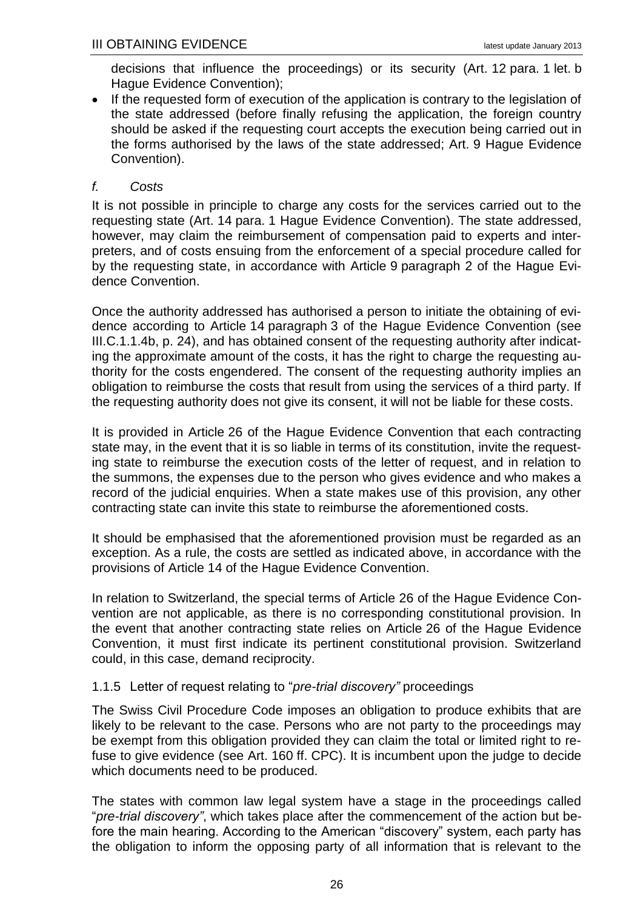decisions that influence the proceedings) or its security (Art. 12 para. 1 let. b Hague Evidence Convention);

- If the requested form of execution of the application is contrary to the legislation of the state addressed (before finally refusing the application, the foreign country should be asked if the requesting court accepts the execution being carried out in the forms authorised by the laws of the state addressed; Art. 9 Hague Evidence Convention).

#### *f. Costs*

It is not possible in principle to charge any costs for the services carried out to the requesting state (Art. 14 para. 1 Hague Evidence Convention). The state addressed, however, may claim the reimbursement of compensation paid to experts and interpreters, and of costs ensuing from the enforcement of a special procedure called for by the requesting state, in accordance with Article 9 paragraph 2 of the Hague Evidence Convention.

Once the authority addressed has authorised a person to initiate the obtaining of evidence according to Article 14 paragraph 3 of the Hague Evidence Convention (see III.C.1.1.4b, p. 24), and has obtained consent of the requesting authority after indicating the approximate amount of the costs, it has the right to charge the requesting authority for the costs engendered. The consent of the requesting authority implies an obligation to reimburse the costs that result from using the services of a third party. If the requesting authority does not give its consent, it will not be liable for these costs.

It is provided in Article 26 of the Hague Evidence Convention that each contracting state may, in the event that it is so liable in terms of its constitution, invite the requesting state to reimburse the execution costs of the letter of request, and in relation to the summons, the expenses due to the person who gives evidence and who makes a record of the judicial enquiries. When a state makes use of this provision, any other contracting state can invite this state to reimburse the aforementioned costs.

It should be emphasised that the aforementioned provision must be regarded as an exception. As a rule, the costs are settled as indicated above, in accordance with the provisions of Article 14 of the Hague Evidence Convention.

In relation to Switzerland, the special terms of Article 26 of the Hague Evidence Convention are not applicable, as there is no corresponding constitutional provision. In the event that another contracting state relies on Article 26 of the Hague Evidence Convention, it must first indicate its pertinent constitutional provision. Switzerland could, in this case, demand reciprocity.

### 1.1.5 Letter of request relating to "*pre-trial discovery"* proceedings

The Swiss Civil Procedure Code imposes an obligation to produce exhibits that are likely to be relevant to the case. Persons who are not party to the proceedings may be exempt from this obligation provided they can claim the total or limited right to refuse to give evidence (see Art. 160 ff. CPC). It is incumbent upon the judge to decide which documents need to be produced.

The states with common law legal system have a stage in the proceedings called "*pre-trial discovery"*, which takes place after the commencement of the action but before the main hearing. According to the American "discovery" system, each party has the obligation to inform the opposing party of all information that is relevant to the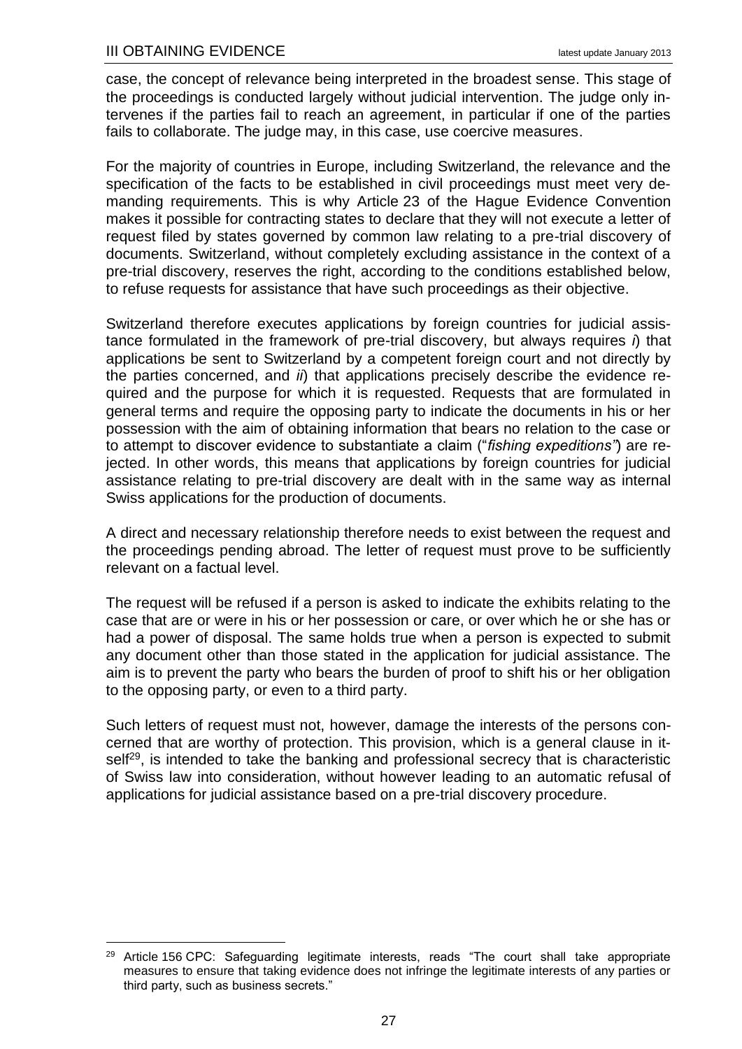case, the concept of relevance being interpreted in the broadest sense. This stage of the proceedings is conducted largely without judicial intervention. The judge only intervenes if the parties fail to reach an agreement, in particular if one of the parties fails to collaborate. The judge may, in this case, use coercive measures.

For the majority of countries in Europe, including Switzerland, the relevance and the specification of the facts to be established in civil proceedings must meet very demanding requirements. This is why Article 23 of the Hague Evidence Convention makes it possible for contracting states to declare that they will not execute a letter of request filed by states governed by common law relating to a pre-trial discovery of documents. Switzerland, without completely excluding assistance in the context of a pre-trial discovery, reserves the right, according to the conditions established below, to refuse requests for assistance that have such proceedings as their objective.

Switzerland therefore executes applications by foreign countries for judicial assistance formulated in the framework of pre-trial discovery, but always requires *i*) that applications be sent to Switzerland by a competent foreign court and not directly by the parties concerned, and *ii*) that applications precisely describe the evidence required and the purpose for which it is requested. Requests that are formulated in general terms and require the opposing party to indicate the documents in his or her possession with the aim of obtaining information that bears no relation to the case or to attempt to discover evidence to substantiate a claim ("*fishing expeditions*") are rejected. In other words, this means that applications by foreign countries for judicial assistance relating to pre-trial discovery are dealt with in the same way as internal Swiss applications for the production of documents.

A direct and necessary relationship therefore needs to exist between the request and the proceedings pending abroad. The letter of request must prove to be sufficiently relevant on a factual level.

The request will be refused if a person is asked to indicate the exhibits relating to the case that are or were in his or her possession or care, or over which he or she has or had a power of disposal. The same holds true when a person is expected to submit any document other than those stated in the application for judicial assistance. The aim is to prevent the party who bears the burden of proof to shift his or her obligation to the opposing party, or even to a third party.

Such letters of request must not, however, damage the interests of the persons concerned that are worthy of protection. This provision, which is a general clause in itself[29], is intended to take the banking and professional secrecy that is characteristic of Swiss law into consideration, without however leading to an automatic refusal of applications for judicial assistance based on a pre-trial discovery procedure.

---

[29] Article 156 CPC: Safeguarding legitimate interests, reads "The court shall take appropriate measures to ensure that taking evidence does not infringe the legitimate interests of any parties or third party, such as business secrets."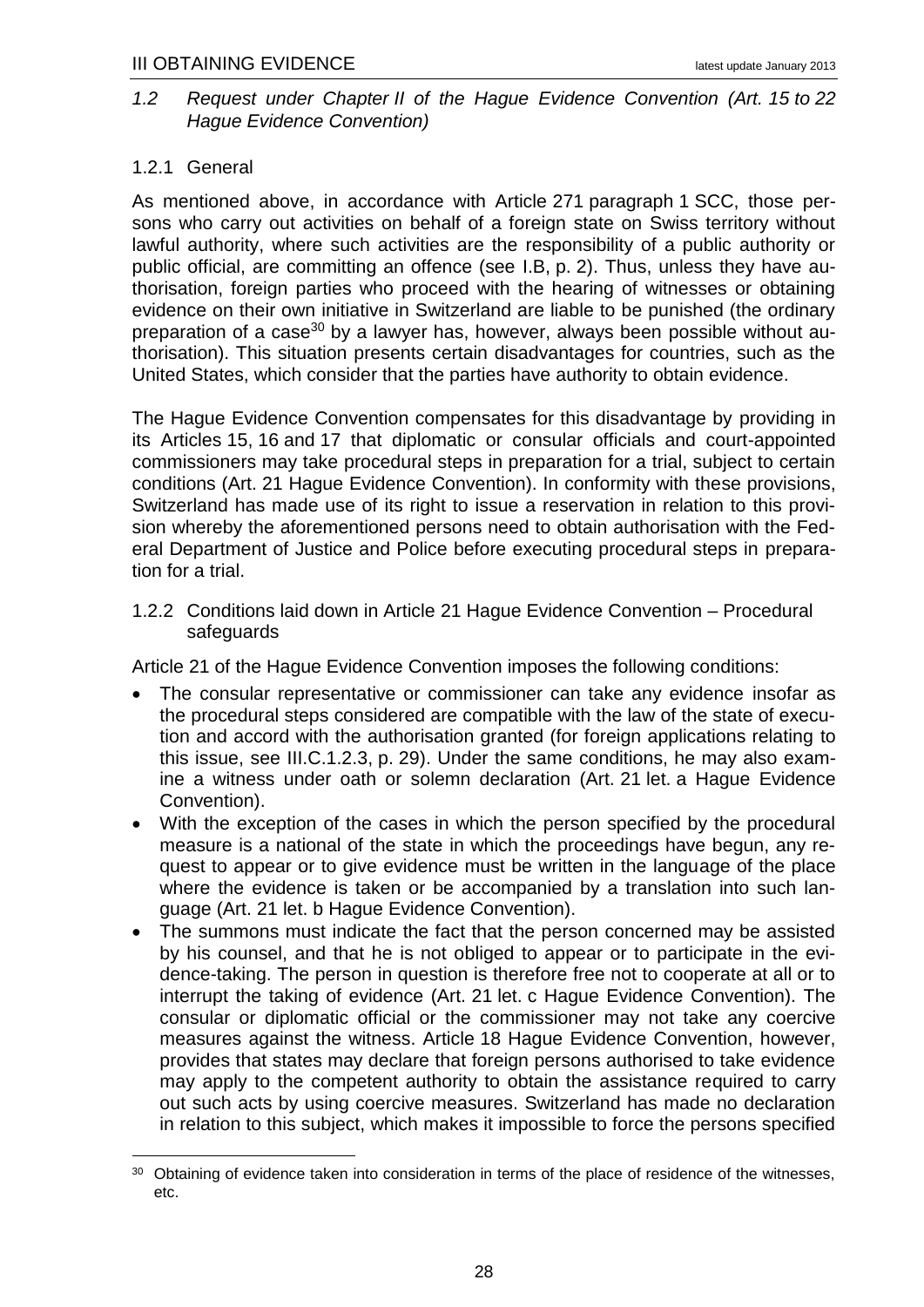### *1.2 Request under Chapter II of the Hague Evidence Convention (Art. 15 to 22 Hague Evidence Convention)*

#### 1.2.1 General

As mentioned above, in accordance with Article 271 paragraph 1 SCC, those persons who carry out activities on behalf of a foreign state on Swiss territory without lawful authority, where such activities are the responsibility of a public authority or public official, are committing an offence (see I.B, p. 2). Thus, unless they have authorisation, foreign parties who proceed with the hearing of witnesses or obtaining evidence on their own initiative in Switzerland are liable to be punished (the ordinary preparation of a case[30] by a lawyer has, however, always been possible without authorisation). This situation presents certain disadvantages for countries, such as the United States, which consider that the parties have authority to obtain evidence.

The Hague Evidence Convention compensates for this disadvantage by providing in its Articles 15, 16 and 17 that diplomatic or consular officials and court-appointed commissioners may take procedural steps in preparation for a trial, subject to certain conditions (Art. 21 Hague Evidence Convention). In conformity with these provisions, Switzerland has made use of its right to issue a reservation in relation to this provision whereby the aforementioned persons need to obtain authorisation with the Federal Department of Justice and Police before executing procedural steps in preparation for a trial.

#### 1.2.2 Conditions laid down in Article 21 Hague Evidence Convention – Procedural safeguards

Article 21 of the Hague Evidence Convention imposes the following conditions:

- The consular representative or commissioner can take any evidence insofar as the procedural steps considered are compatible with the law of the state of execution and accord with the authorisation granted (for foreign applications relating to this issue, see III.C.1.2.3, p. 29). Under the same conditions, he may also examine a witness under oath or solemn declaration (Art. 21 let. a Hague Evidence Convention).
- With the exception of the cases in which the person specified by the procedural measure is a national of the state in which the proceedings have begun, any request to appear or to give evidence must be written in the language of the place where the evidence is taken or be accompanied by a translation into such language (Art. 21 let. b Hague Evidence Convention).
- The summons must indicate the fact that the person concerned may be assisted by his counsel, and that he is not obliged to appear or to participate in the evidence-taking. The person in question is therefore free not to cooperate at all or to interrupt the taking of evidence (Art. 21 let. c Hague Evidence Convention). The consular or diplomatic official or the commissioner may not take any coercive measures against the witness. Article 18 Hague Evidence Convention, however, provides that states may declare that foreign persons authorised to take evidence may apply to the competent authority to obtain the assistance required to carry out such acts by using coercive measures. Switzerland has made no declaration in relation to this subject, which makes it impossible to force the persons specified

[30] Obtaining of evidence taken into consideration in terms of the place of residence of the witnesses, etc.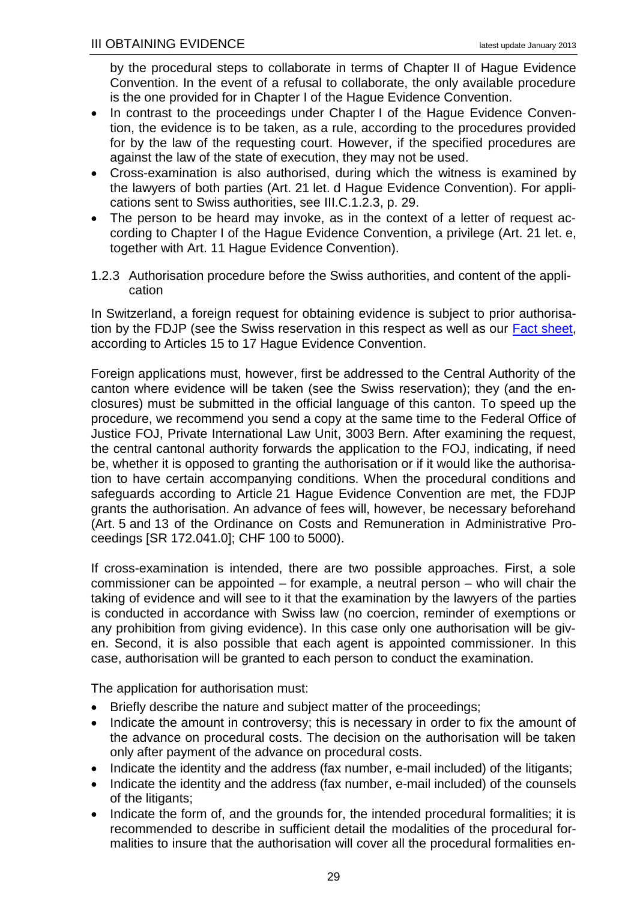by the procedural steps to collaborate in terms of Chapter II of Hague Evidence Convention. In the event of a refusal to collaborate, the only available procedure is the one provided for in Chapter I of the Hague Evidence Convention.

- In contrast to the proceedings under Chapter I of the Hague Evidence Convention, the evidence is to be taken, as a rule, according to the procedures provided for by the law of the requesting court. However, if the specified procedures are against the law of the state of execution, they may not be used.
- Cross-examination is also authorised, during which the witness is examined by the lawyers of both parties (Art. 21 let. d Hague Evidence Convention). For applications sent to Swiss authorities, see III.C.1.2.3, p. 29.
- The person to be heard may invoke, as in the context of a letter of request according to Chapter I of the Hague Evidence Convention, a privilege (Art. 21 let. e, together with Art. 11 Hague Evidence Convention).

### 1.2.3 Authorisation procedure before the Swiss authorities, and content of the application

In Switzerland, a foreign request for obtaining evidence is subject to prior authorisation by the FDJP (see the Swiss reservation in this respect as well as our Fact sheet, according to Articles 15 to 17 Hague Evidence Convention.

Foreign applications must, however, first be addressed to the Central Authority of the canton where evidence will be taken (see the Swiss reservation); they (and the enclosures) must be submitted in the official language of this canton. To speed up the procedure, we recommend you send a copy at the same time to the Federal Office of Justice FOJ, Private International Law Unit, 3003 Bern. After examining the request, the central cantonal authority forwards the application to the FOJ, indicating, if need be, whether it is opposed to granting the authorisation or if it would like the authorisation to have certain accompanying conditions. When the procedural conditions and safeguards according to Article 21 Hague Evidence Convention are met, the FDJP grants the authorisation. An advance of fees will, however, be necessary beforehand (Art. 5 and 13 of the Ordinance on Costs and Remuneration in Administrative Proceedings [SR 172.041.0]; CHF 100 to 5000).

If cross-examination is intended, there are two possible approaches. First, a sole commissioner can be appointed – for example, a neutral person – who will chair the taking of evidence and will see to it that the examination by the lawyers of the parties is conducted in accordance with Swiss law (no coercion, reminder of exemptions or any prohibition from giving evidence). In this case only one authorisation will be given. Second, it is also possible that each agent is appointed commissioner. In this case, authorisation will be granted to each person to conduct the examination.

The application for authorisation must:

- Briefly describe the nature and subject matter of the proceedings;
- Indicate the amount in controversy; this is necessary in order to fix the amount of the advance on procedural costs. The decision on the authorisation will be taken only after payment of the advance on procedural costs.
- Indicate the identity and the address (fax number, e-mail included) of the litigants;
- Indicate the identity and the address (fax number, e-mail included) of the counsels of the litigants;
- Indicate the form of, and the grounds for, the intended procedural formalities; it is recommended to describe in sufficient detail the modalities of the procedural formalities to insure that the authorisation will cover all the procedural formalities en-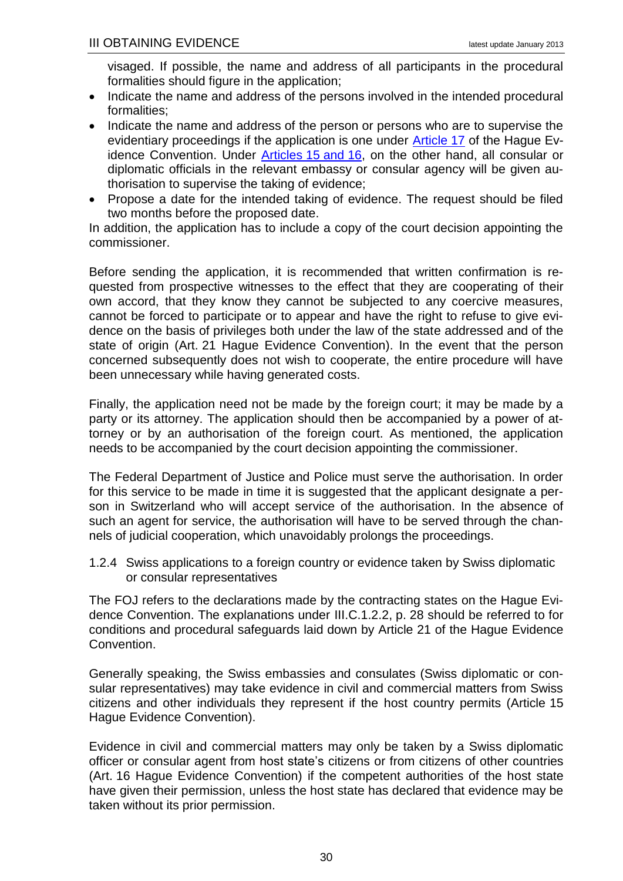visaged. If possible, the name and address of all participants in the procedural formalities should figure in the application;

- Indicate the name and address of the persons involved in the intended procedural formalities;
- Indicate the name and address of the person or persons who are to supervise the evidentiary proceedings if the application is one under Article 17 of the Hague Evidence Convention. Under Articles 15 and 16, on the other hand, all consular or diplomatic officials in the relevant embassy or consular agency will be given authorisation to supervise the taking of evidence;
- Propose a date for the intended taking of evidence. The request should be filed two months before the proposed date.

In addition, the application has to include a copy of the court decision appointing the commissioner.

Before sending the application, it is recommended that written confirmation is requested from prospective witnesses to the effect that they are cooperating of their own accord, that they know they cannot be subjected to any coercive measures, cannot be forced to participate or to appear and have the right to refuse to give evidence on the basis of privileges both under the law of the state addressed and of the state of origin (Art. 21 Hague Evidence Convention). In the event that the person concerned subsequently does not wish to cooperate, the entire procedure will have been unnecessary while having generated costs.

Finally, the application need not be made by the foreign court; it may be made by a party or its attorney. The application should then be accompanied by a power of attorney or by an authorisation of the foreign court. As mentioned, the application needs to be accompanied by the court decision appointing the commissioner.

The Federal Department of Justice and Police must serve the authorisation. In order for this service to be made in time it is suggested that the applicant designate a person in Switzerland who will accept service of the authorisation. In the absence of such an agent for service, the authorisation will have to be served through the channels of judicial cooperation, which unavoidably prolongs the proceedings.

#### 1.2.4 Swiss applications to a foreign country or evidence taken by Swiss diplomatic or consular representatives

The FOJ refers to the declarations made by the contracting states on the Hague Evidence Convention. The explanations under III.C.1.2.2, p. 28 should be referred to for conditions and procedural safeguards laid down by Article 21 of the Hague Evidence Convention.

Generally speaking, the Swiss embassies and consulates (Swiss diplomatic or consular representatives) may take evidence in civil and commercial matters from Swiss citizens and other individuals they represent if the host country permits (Article 15 Hague Evidence Convention).

Evidence in civil and commercial matters may only be taken by a Swiss diplomatic officer or consular agent from host state's citizens or from citizens of other countries (Art. 16 Hague Evidence Convention) if the competent authorities of the host state have given their permission, unless the host state has declared that evidence may be taken without its prior permission.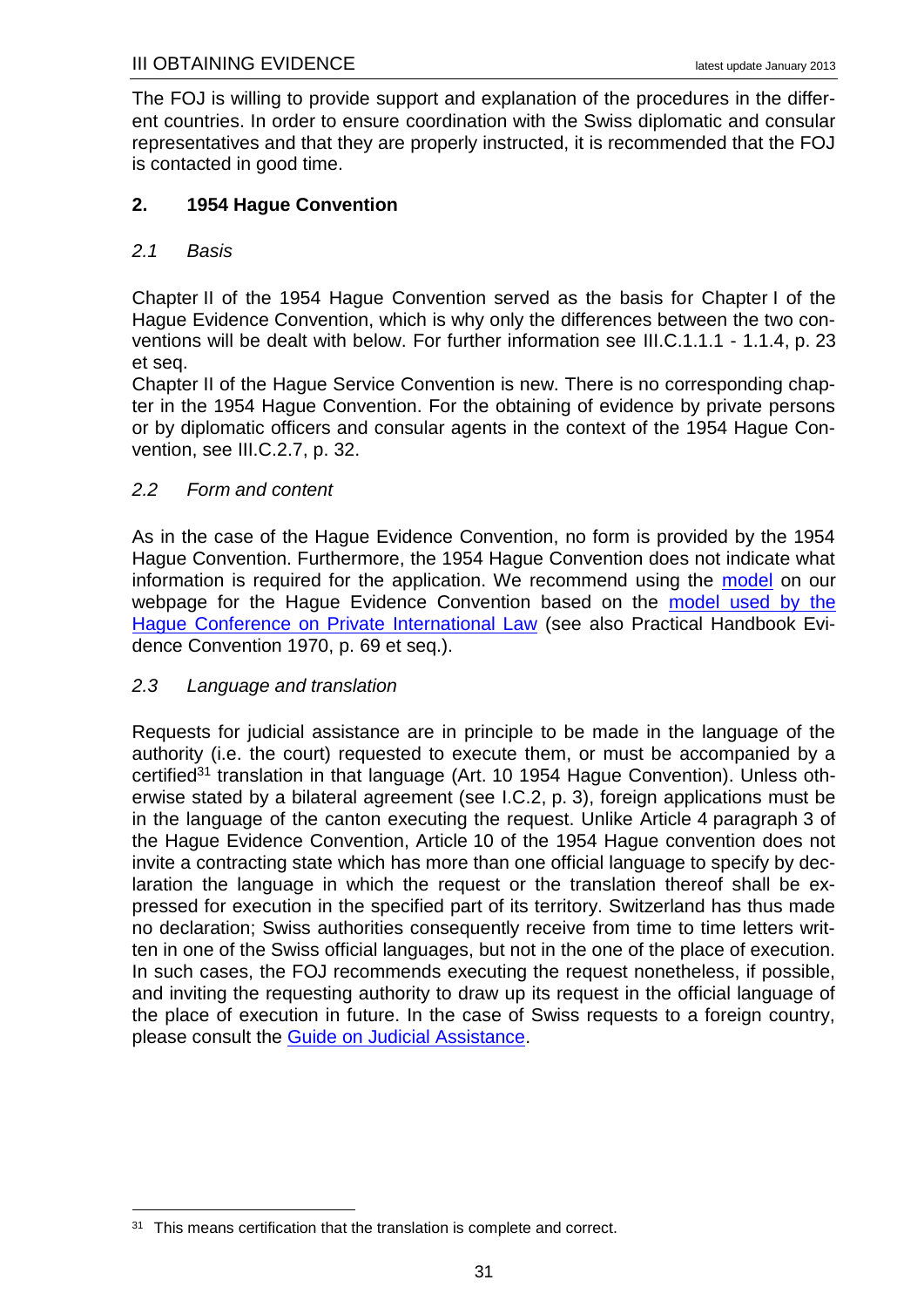The FOJ is willing to provide support and explanation of the procedures in the different countries. In order to ensure coordination with the Swiss diplomatic and consular representatives and that they are properly instructed, it is recommended that the FOJ is contacted in good time.

## 2. 1954 Hague Convention

### *2.1 Basis*

Chapter II of the 1954 Hague Convention served as the basis for Chapter I of the Hague Evidence Convention, which is why only the differences between the two conventions will be dealt with below. For further information see III.C.1.1.1 - 1.1.4, p. 23 et seq.

Chapter II of the Hague Service Convention is new. There is no corresponding chapter in the 1954 Hague Convention. For the obtaining of evidence by private persons or by diplomatic officers and consular agents in the context of the 1954 Hague Convention, see III.C.2.7, p. 32.

### *2.2 Form and content*

As in the case of the Hague Evidence Convention, no form is provided by the 1954 Hague Convention. Furthermore, the 1954 Hague Convention does not indicate what information is required for the application. We recommend using the model on our webpage for the Hague Evidence Convention based on the model used by the Hague Conference on Private International Law (see also Practical Handbook Evidence Convention 1970, p. 69 et seq.).

### *2.3 Language and translation*

Requests for judicial assistance are in principle to be made in the language of the authority (i.e. the court) requested to execute them, or must be accompanied by a certified[31] translation in that language (Art. 10 1954 Hague Convention). Unless otherwise stated by a bilateral agreement (see I.C.2, p. 3), foreign applications must be in the language of the canton executing the request. Unlike Article 4 paragraph 3 of the Hague Evidence Convention, Article 10 of the 1954 Hague convention does not invite a contracting state which has more than one official language to specify by declaration the language in which the request or the translation thereof shall be expressed for execution in the specified part of its territory. Switzerland has thus made no declaration; Swiss authorities consequently receive from time to time letters written in one of the Swiss official languages, but not in the one of the place of execution. In such cases, the FOJ recommends executing the request nonetheless, if possible, and inviting the requesting authority to draw up its request in the official language of the place of execution in future. In the case of Swiss requests to a foreign country, please consult the Guide on Judicial Assistance.

---

[31] This means certification that the translation is complete and correct.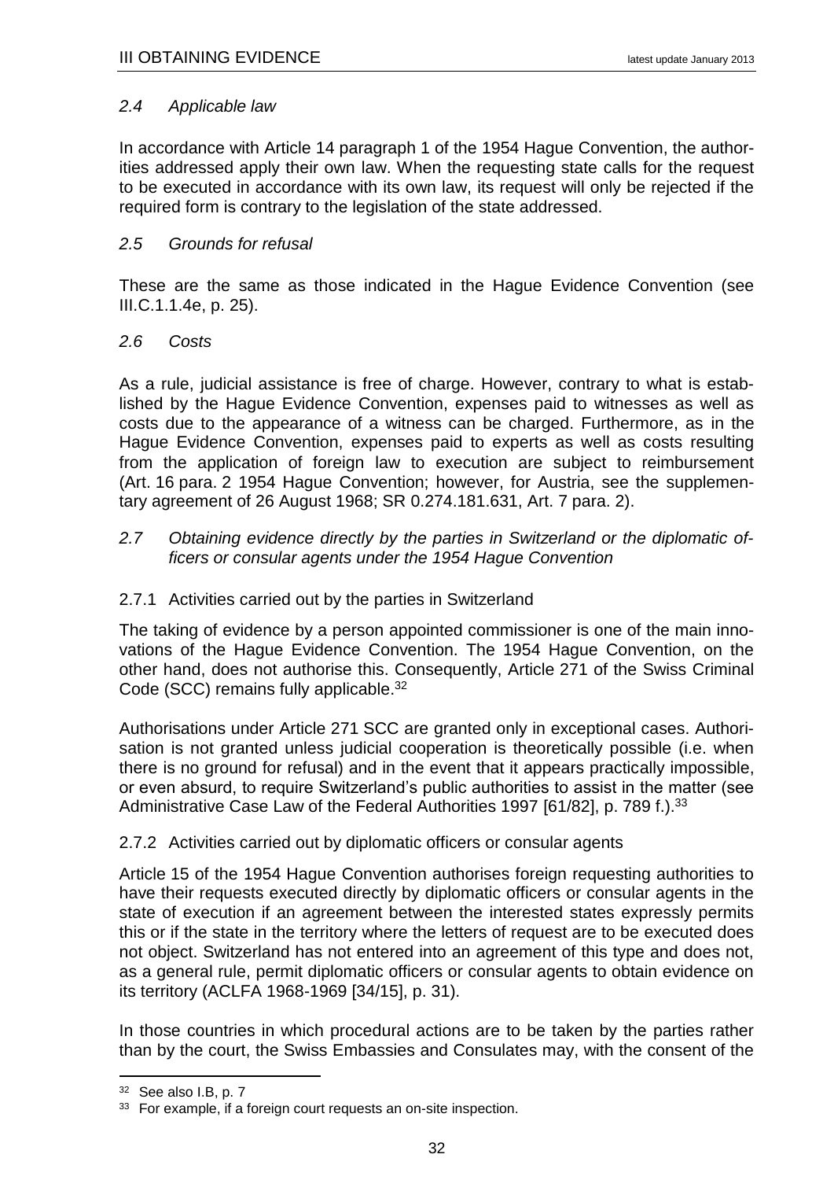### *2.4 Applicable law*

In accordance with Article 14 paragraph 1 of the 1954 Hague Convention, the authorities addressed apply their own law. When the requesting state calls for the request to be executed in accordance with its own law, its request will only be rejected if the required form is contrary to the legislation of the state addressed.

### *2.5 Grounds for refusal*

These are the same as those indicated in the Hague Evidence Convention (see III.C.1.1.4e, p. 25).

### *2.6 Costs*

As a rule, judicial assistance is free of charge. However, contrary to what is established by the Hague Evidence Convention, expenses paid to witnesses as well as costs due to the appearance of a witness can be charged. Furthermore, as in the Hague Evidence Convention, expenses paid to experts as well as costs resulting from the application of foreign law to execution are subject to reimbursement (Art. 16 para. 2 1954 Hague Convention; however, for Austria, see the supplementary agreement of 26 August 1968; SR 0.274.181.631, Art. 7 para. 2).

### *2.7 Obtaining evidence directly by the parties in Switzerland or the diplomatic officers or consular agents under the 1954 Hague Convention*

#### 2.7.1 Activities carried out by the parties in Switzerland

The taking of evidence by a person appointed commissioner is one of the main innovations of the Hague Evidence Convention. The 1954 Hague Convention, on the other hand, does not authorise this. Consequently, Article 271 of the Swiss Criminal Code (SCC) remains fully applicable.[32]

Authorisations under Article 271 SCC are granted only in exceptional cases. Authorisation is not granted unless judicial cooperation is theoretically possible (i.e. when there is no ground for refusal) and in the event that it appears practically impossible, or even absurd, to require Switzerland's public authorities to assist in the matter (see Administrative Case Law of the Federal Authorities 1997 [61/82], p. 789 f.).[33]

#### 2.7.2 Activities carried out by diplomatic officers or consular agents

Article 15 of the 1954 Hague Convention authorises foreign requesting authorities to have their requests executed directly by diplomatic officers or consular agents in the state of execution if an agreement between the interested states expressly permits this or if the state in the territory where the letters of request are to be executed does not object. Switzerland has not entered into an agreement of this type and does not, as a general rule, permit diplomatic officers or consular agents to obtain evidence on its territory (ACLFA 1968-1969 [34/15], p. 31).

In those countries in which procedural actions are to be taken by the parties rather than by the court, the Swiss Embassies and Consulates may, with the consent of the

---

[32] See also I.B, p. 7

[33] For example, if a foreign court requests an on-site inspection.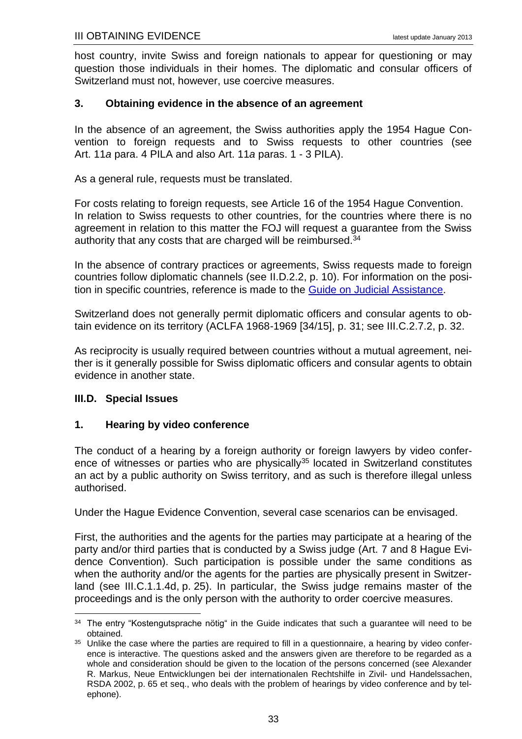host country, invite Swiss and foreign nationals to appear for questioning or may question those individuals in their homes. The diplomatic and consular officers of Switzerland must not, however, use coercive measures.

### 3. Obtaining evidence in the absence of an agreement

In the absence of an agreement, the Swiss authorities apply the 1954 Hague Convention to foreign requests and to Swiss requests to other countries (see Art. 11*a* para. 4 PILA and also Art. 11*a* paras. 1 - 3 PILA).

As a general rule, requests must be translated.

For costs relating to foreign requests, see Article 16 of the 1954 Hague Convention. In relation to Swiss requests to other countries, for the countries where there is no agreement in relation to this matter the FOJ will request a guarantee from the Swiss authority that any costs that are charged will be reimbursed.[34]

In the absence of contrary practices or agreements, Swiss requests made to foreign countries follow diplomatic channels (see II.D.2.2, p. 10). For information on the position in specific countries, reference is made to the Guide on Judicial Assistance.

Switzerland does not generally permit diplomatic officers and consular agents to obtain evidence on its territory (ACLFA 1968-1969 [34/15], p. 31; see III.C.2.7.2, p. 32.

As reciprocity is usually required between countries without a mutual agreement, neither is it generally possible for Swiss diplomatic officers and consular agents to obtain evidence in another state.

## III.D. Special Issues

### 1. Hearing by video conference

The conduct of a hearing by a foreign authority or foreign lawyers by video conference of witnesses or parties who are physically[35] located in Switzerland constitutes an act by a public authority on Swiss territory, and as such is therefore illegal unless authorised.

Under the Hague Evidence Convention, several case scenarios can be envisaged.

First, the authorities and the agents for the parties may participate at a hearing of the party and/or third parties that is conducted by a Swiss judge (Art. 7 and 8 Hague Evidence Convention). Such participation is possible under the same conditions as when the authority and/or the agents for the parties are physically present in Switzerland (see III.C.1.1.4d, p. 25). In particular, the Swiss judge remains master of the proceedings and is the only person with the authority to order coercive measures.

---

[34] The entry "Kostengutsprache nötig" in the Guide indicates that such a guarantee will need to be obtained.

[35] Unlike the case where the parties are required to fill in a questionnaire, a hearing by video conference is interactive. The questions asked and the answers given are therefore to be regarded as a whole and consideration should be given to the location of the persons concerned (see Alexander R. Markus, Neue Entwicklungen bei der internationalen Rechtshilfe in Zivil- und Handelssachen, RSDA 2002, p. 65 et seq., who deals with the problem of hearings by video conference and by telephone).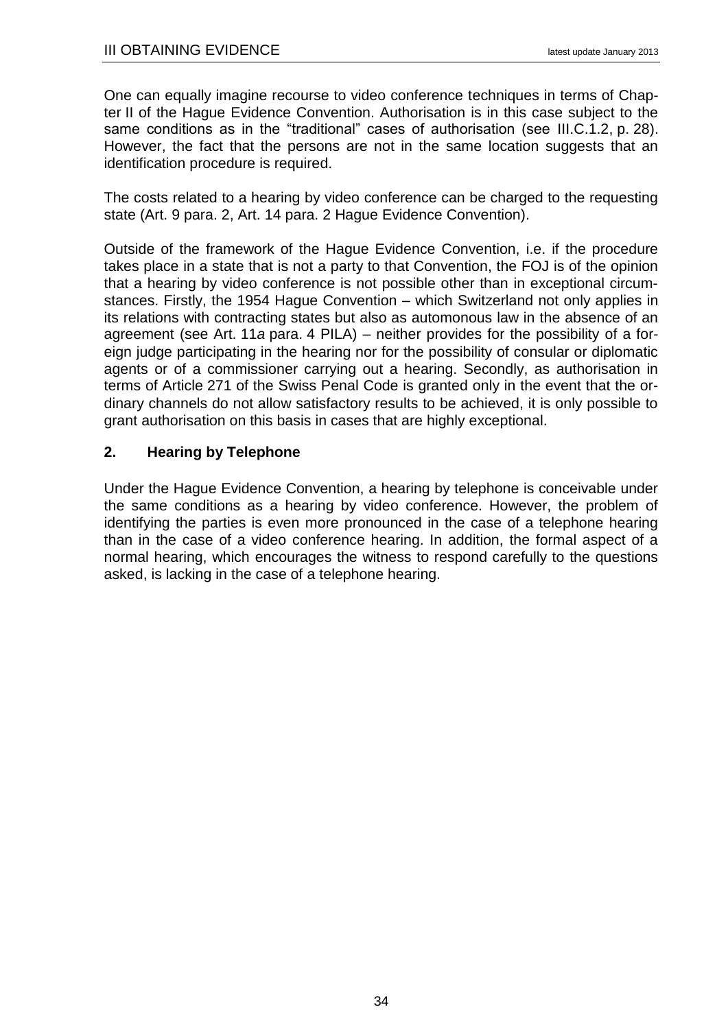One can equally imagine recourse to video conference techniques in terms of Chapter II of the Hague Evidence Convention. Authorisation is in this case subject to the same conditions as in the "traditional" cases of authorisation (see III.C.1.2, p. 28). However, the fact that the persons are not in the same location suggests that an identification procedure is required.

The costs related to a hearing by video conference can be charged to the requesting state (Art. 9 para. 2, Art. 14 para. 2 Hague Evidence Convention).

Outside of the framework of the Hague Evidence Convention, i.e. if the procedure takes place in a state that is not a party to that Convention, the FOJ is of the opinion that a hearing by video conference is not possible other than in exceptional circumstances. Firstly, the 1954 Hague Convention – which Switzerland not only applies in its relations with contracting states but also as automonous law in the absence of an agreement (see Art. 11*a* para. 4 PILA) – neither provides for the possibility of a foreign judge participating in the hearing nor for the possibility of consular or diplomatic agents or of a commissioner carrying out a hearing. Secondly, as authorisation in terms of Article 271 of the Swiss Penal Code is granted only in the event that the ordinary channels do not allow satisfactory results to be achieved, it is only possible to grant authorisation on this basis in cases that are highly exceptional.

## 2. Hearing by Telephone

Under the Hague Evidence Convention, a hearing by telephone is conceivable under the same conditions as a hearing by video conference. However, the problem of identifying the parties is even more pronounced in the case of a telephone hearing than in the case of a video conference hearing. In addition, the formal aspect of a normal hearing, which encourages the witness to respond carefully to the questions asked, is lacking in the case of a telephone hearing.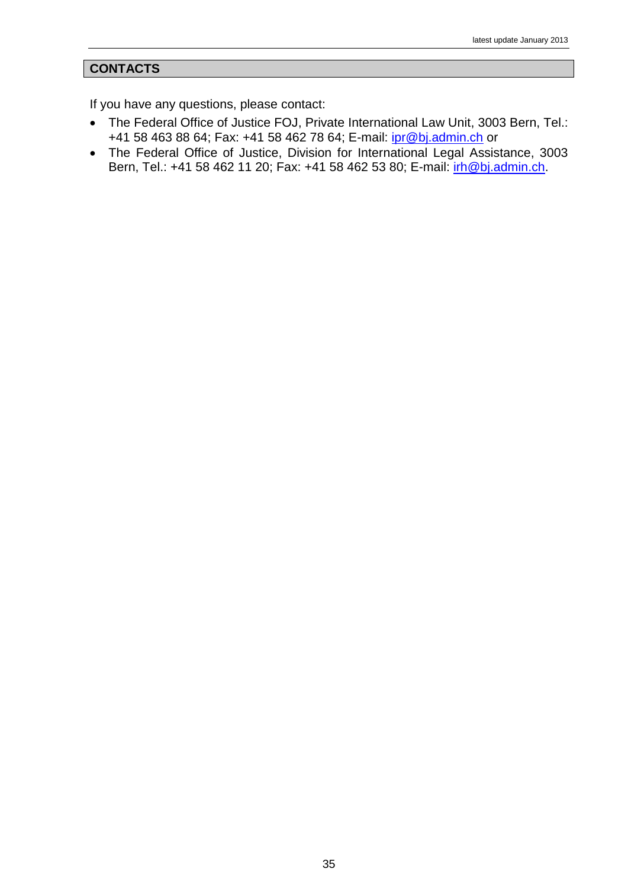## CONTACTS

If you have any questions, please contact:

- The Federal Office of Justice FOJ, Private International Law Unit, 3003 Bern, Tel.: +41 58 463 88 64; Fax: +41 58 462 78 64; E-mail: ipr@bj.admin.ch or
- The Federal Office of Justice, Division for International Legal Assistance, 3003 Bern, Tel.: +41 58 462 11 20; Fax: +41 58 462 53 80; E-mail: irh@bj.admin.ch.